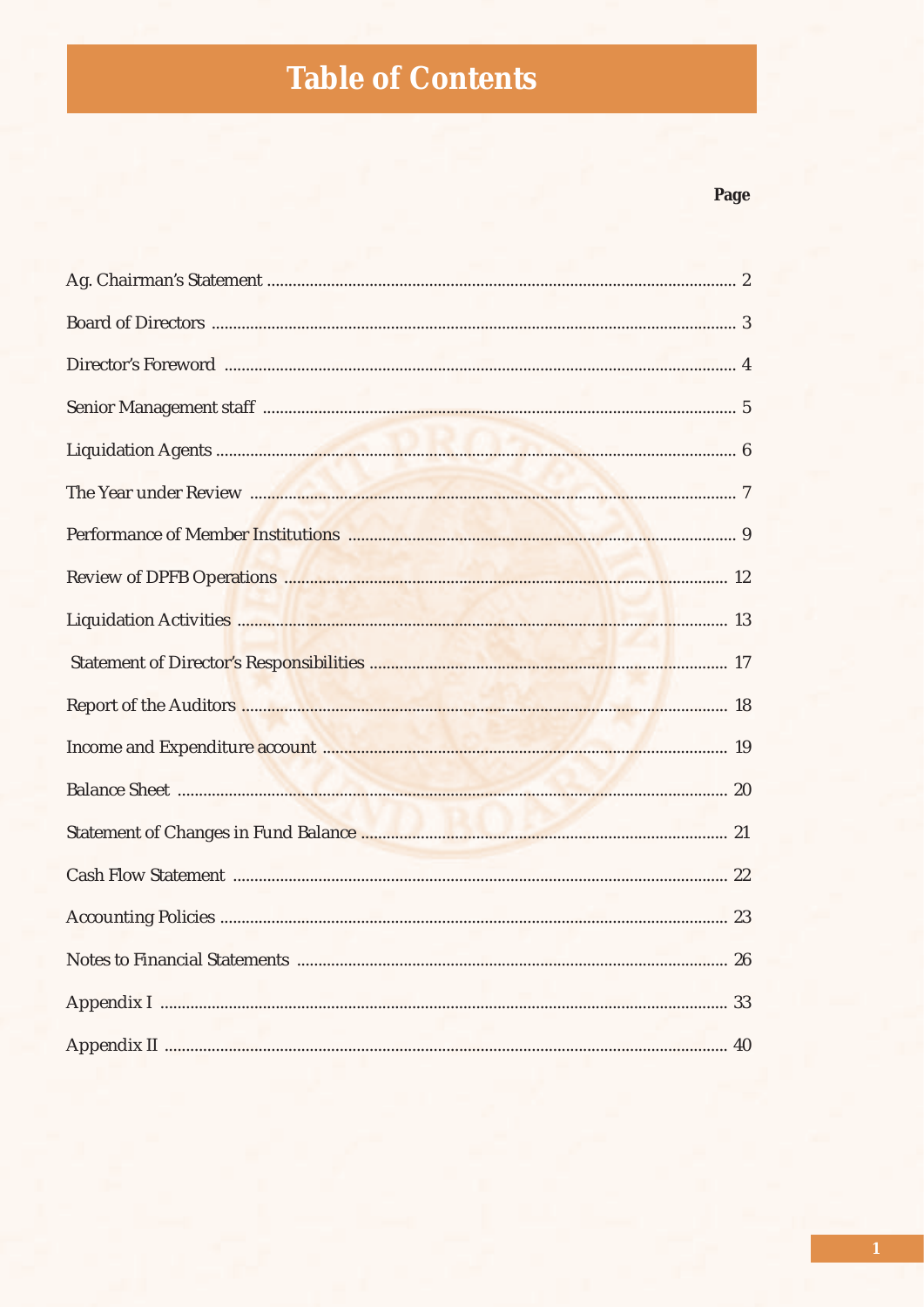# Table of Contents

| | Page |
|---|---|
| Ag. Chairman's Statement | 2 |
| Board of Directors | 3 |
| Director's Foreword | 4 |
| Senior Management staff | 5 |
| Liquidation Agents | 6 |
| The Year under Review | 7 |
| Performance of Member Institutions | 9 |
| Review of DPFB Operations | 12 |
| Liquidation Activities | 13 |
| Statement of Director's Responsibilities | 17 |
| Report of the Auditors | 18 |
| Income and Expenditure account | 19 |
| Balance Sheet | 20 |
| Statement of Changes in Fund Balance | 21 |
| Cash Flow Statement | 22 |
| Accounting Policies | 23 |
| Notes to Financial Statements | 26 |
| Appendix I | 33 |
| Appendix II | 40 |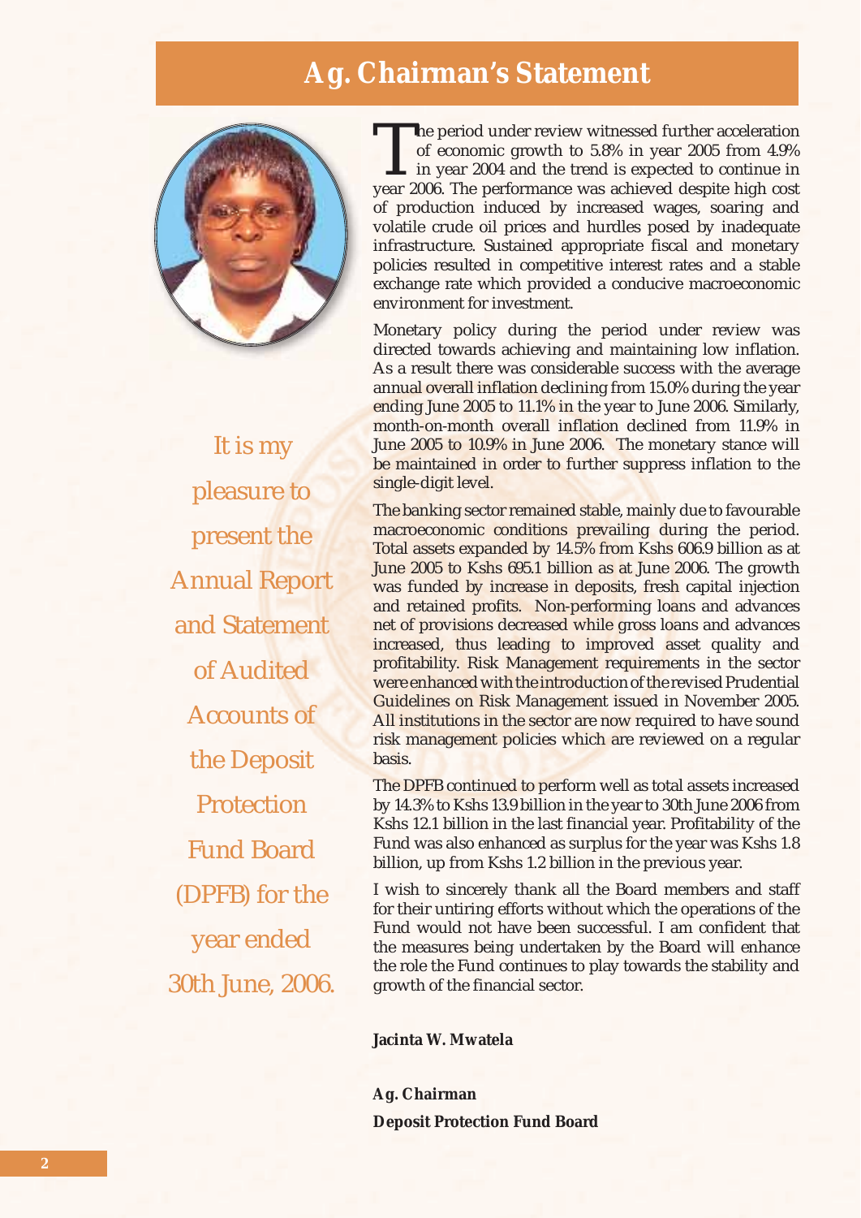# Ag. Chairman's Statement

*It is my pleasure to present the Annual Report and Statement of Audited Accounts of the Deposit Protection Fund Board (DPFB) for the year ended 30th June, 2006.*

The period under review witnessed further acceleration of economic growth to 5.8% in year 2005 from 4.9% in year 2004 and the trend is expected to continue in year 2006. The performance was achieved despite high cost of production induced by increased wages, soaring and volatile crude oil prices and hurdles posed by inadequate infrastructure. Sustained appropriate fiscal and monetary policies resulted in competitive interest rates and a stable exchange rate which provided a conducive macroeconomic environment for investment.

Monetary policy during the period under review was directed towards achieving and maintaining low inflation. As a result there was considerable success with the average annual overall inflation declining from 15.0% during the year ending June 2005 to 11.1% in the year to June 2006. Similarly, month-on-month overall inflation declined from 11.9% in June 2005 to 10.9% in June 2006. The monetary stance will be maintained in order to further suppress inflation to the single-digit level.

The banking sector remained stable, mainly due to favourable macroeconomic conditions prevailing during the period. Total assets expanded by 14.5% from Kshs 606.9 billion as at June 2005 to Kshs 695.1 billion as at June 2006. The growth was funded by increase in deposits, fresh capital injection and retained profits. Non-performing loans and advances net of provisions decreased while gross loans and advances increased, thus leading to improved asset quality and profitability. Risk Management requirements in the sector were enhanced with the introduction of the revised Prudential Guidelines on Risk Management issued in November 2005. All institutions in the sector are now required to have sound risk management policies which are reviewed on a regular basis.

The DPFB continued to perform well as total assets increased by 14.3% to Kshs 13.9 billion in the year to 30th June 2006 from Kshs 12.1 billion in the last financial year. Profitability of the Fund was also enhanced as surplus for the year was Kshs 1.8 billion, up from Kshs 1.2 billion in the previous year.

I wish to sincerely thank all the Board members and staff for their untiring efforts without which the operations of the Fund would not have been successful. I am confident that the measures being undertaken by the Board will enhance the role the Fund continues to play towards the stability and growth of the financial sector.

**Jacinta W. Mwatela**

**Ag. Chairman**
**Deposit Protection Fund Board**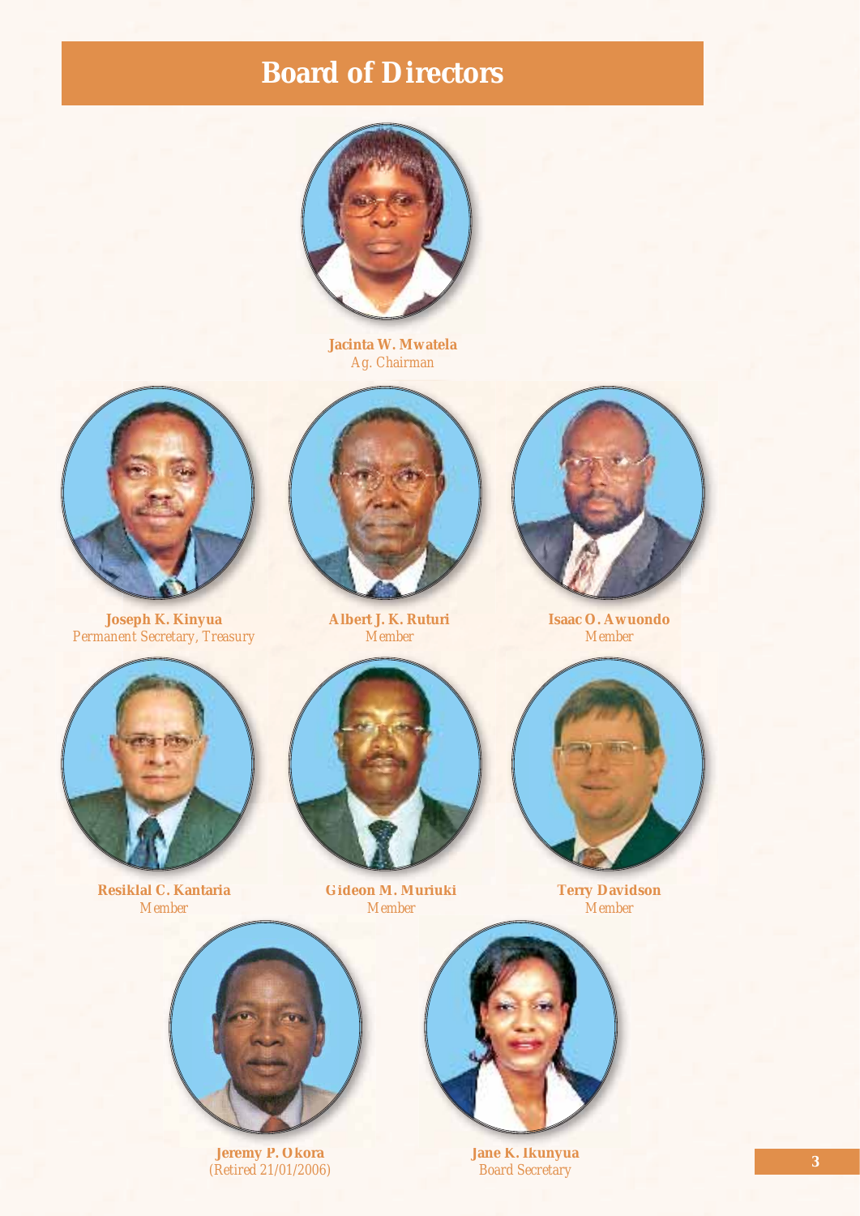# Board of Directors

**Jacinta W. Mwatela**
*Ag. Chairman*

**Joseph K. Kinyua**
*Permanent Secretary, Treasury*

**Albert J. K. Ruturi**
*Member*

**Isaac O. Awuondo**
*Member*

**Resiklal C. Kantaria**
*Member*

**Gideon M. Muriuki**
*Member*

**Terry Davidson**
*Member*

**Jeremy P. Okora**
*(Retired 21/01/2006)*

**Jane K. Ikunyua**
*Board Secretary*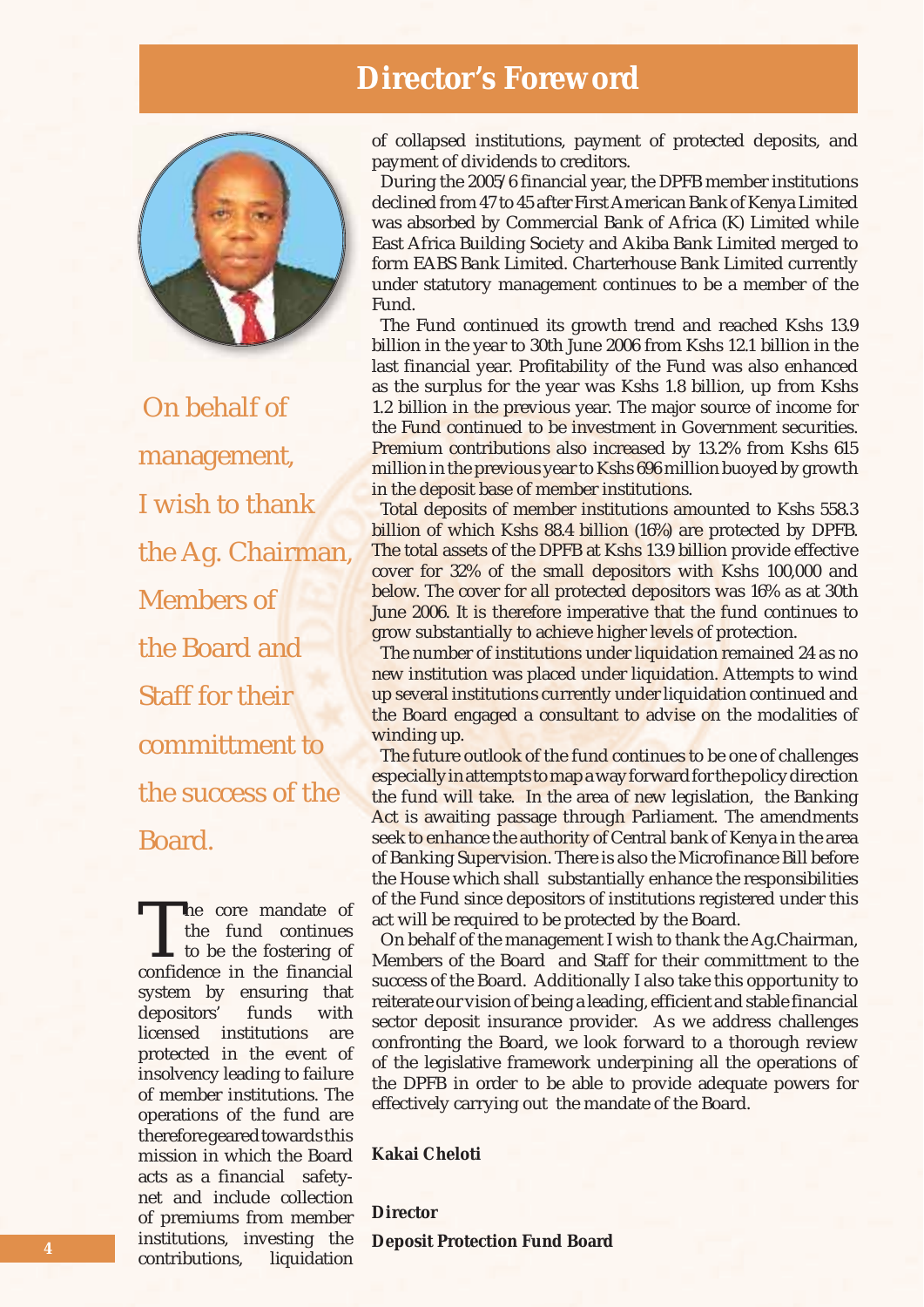# Director's Foreword

On behalf of management, I wish to thank the Ag. Chairman, Members of the Board and Staff for their committment to the success of the Board.

The core mandate of the fund continues to be the fostering of confidence in the financial system by ensuring that depositors' funds with licensed institutions are protected in the event of insolvency leading to failure of member institutions. The operations of the fund are therefore geared towards this mission in which the Board acts as a financial safety-net and include collection of premiums from member institutions, investing the contributions, liquidation of collapsed institutions, payment of protected deposits, and payment of dividends to creditors.

During the 2005/6 financial year, the DPFB member institutions declined from 47 to 45 after First American Bank of Kenya Limited was absorbed by Commercial Bank of Africa (K) Limited while East Africa Building Society and Akiba Bank Limited merged to form EABS Bank Limited. Charterhouse Bank Limited currently under statutory management continues to be a member of the Fund.

The Fund continued its growth trend and reached Kshs 13.9 billion in the year to 30th June 2006 from Kshs 12.1 billion in the last financial year. Profitability of the Fund was also enhanced as the surplus for the year was Kshs 1.8 billion, up from Kshs 1.2 billion in the previous year. The major source of income for the Fund continued to be investment in Government securities. Premium contributions also increased by 13.2% from Kshs 615 million in the previous year to Kshs 696 million buoyed by growth in the deposit base of member institutions.

Total deposits of member institutions amounted to Kshs 558.3 billion of which Kshs 88.4 billion (16%) are protected by DPFB. The total assets of the DPFB at Kshs 13.9 billion provide effective cover for 32% of the small depositors with Kshs 100,000 and below. The cover for all protected depositors was 16% as at 30th June 2006. It is therefore imperative that the fund continues to grow substantially to achieve higher levels of protection.

The number of institutions under liquidation remained 24 as no new institution was placed under liquidation. Attempts to wind up several institutions currently under liquidation continued and the Board engaged a consultant to advise on the modalities of winding up.

The future outlook of the fund continues to be one of challenges especially in attempts to map a way forward for the policy direction the fund will take. In the area of new legislation, the Banking Act is awaiting passage through Parliament. The amendments seek to enhance the authority of Central bank of Kenya in the area of Banking Supervision. There is also the Microfinance Bill before the House which shall substantially enhance the responsibilities of the Fund since depositors of institutions registered under this act will be required to be protected by the Board.

On behalf of the management I wish to thank the Ag.Chairman, Members of the Board and Staff for their committment to the success of the Board. Additionally I also take this opportunity to reiterate our vision of being a leading, efficient and stable financial sector deposit insurance provider. As we address challenges confronting the Board, we look forward to a thorough review of the legislative framework underpining all the operations of the DPFB in order to be able to provide adequate powers for effectively carrying out the mandate of the Board.

**Kakai Cheloti**

**Director**

**Deposit Protection Fund Board**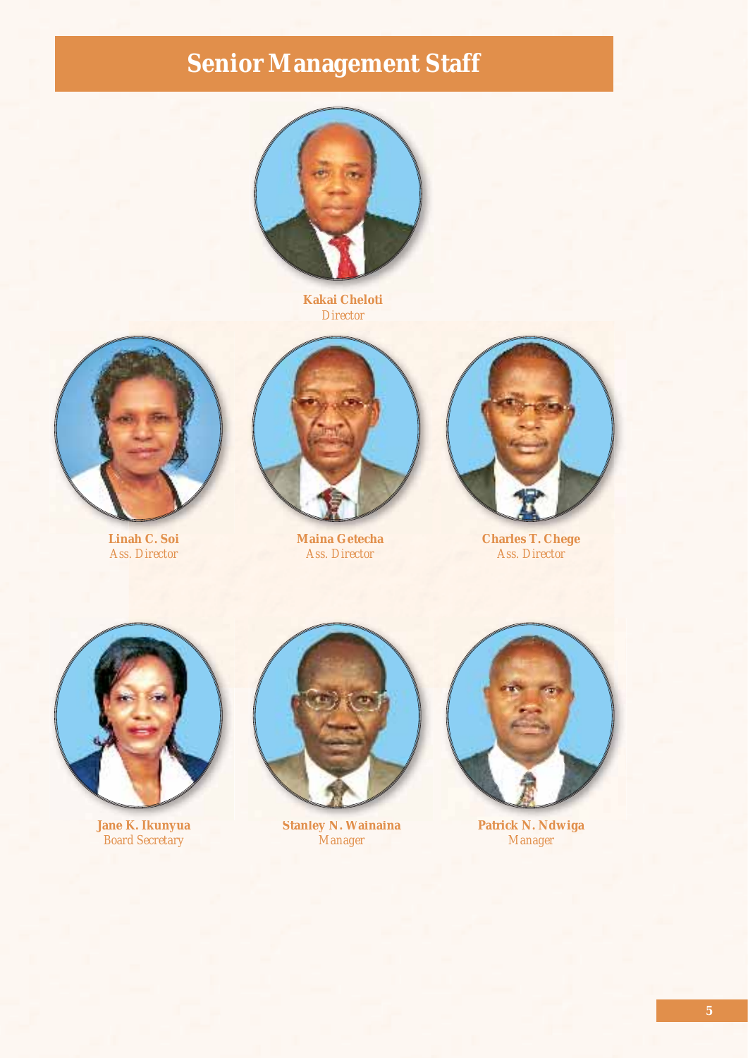# Senior Management Staff

**Kakai Cheloti**
*Director*

**Linah C. Soi**
*Ass. Director*

**Maina Getecha**
*Ass. Director*

**Charles T. Chege**
*Ass. Director*

**Jane K. Ikunyua**
*Board Secretary*

**Stanley N. Wainaina**
*Manager*

**Patrick N. Ndwiga**
*Manager*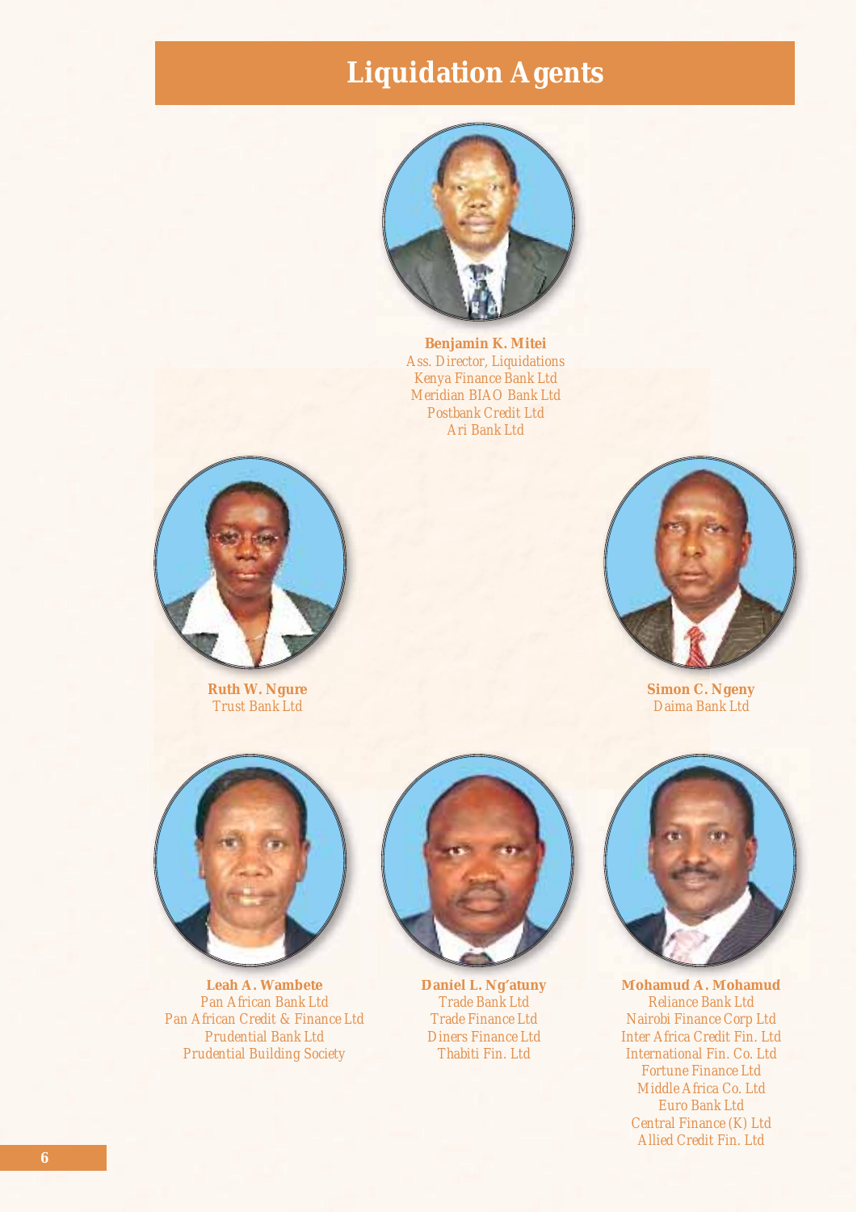# Liquidation Agents

**Benjamin K. Mitei**
Ass. Director, Liquidations
Kenya Finance Bank Ltd
Meridian BIAO Bank Ltd
Postbank Credit Ltd
Ari Bank Ltd

**Ruth W. Ngure**
Trust Bank Ltd

**Simon C. Ngeny**
Daima Bank Ltd

**Leah A. Wambete**
Pan African Bank Ltd
Pan African Credit & Finance Ltd
Prudential Bank Ltd
Prudential Building Society

**Daniel L. Ng'atuny**
Trade Bank Ltd
Trade Finance Ltd
Diners Finance Ltd
Thabiti Fin. Ltd

**Mohamud A. Mohamud**
Reliance Bank Ltd
Nairobi Finance Corp Ltd
Inter Africa Credit Fin. Ltd
International Fin. Co. Ltd
Fortune Finance Ltd
Middle Africa Co. Ltd
Euro Bank Ltd
Central Finance (K) Ltd
Allied Credit Fin. Ltd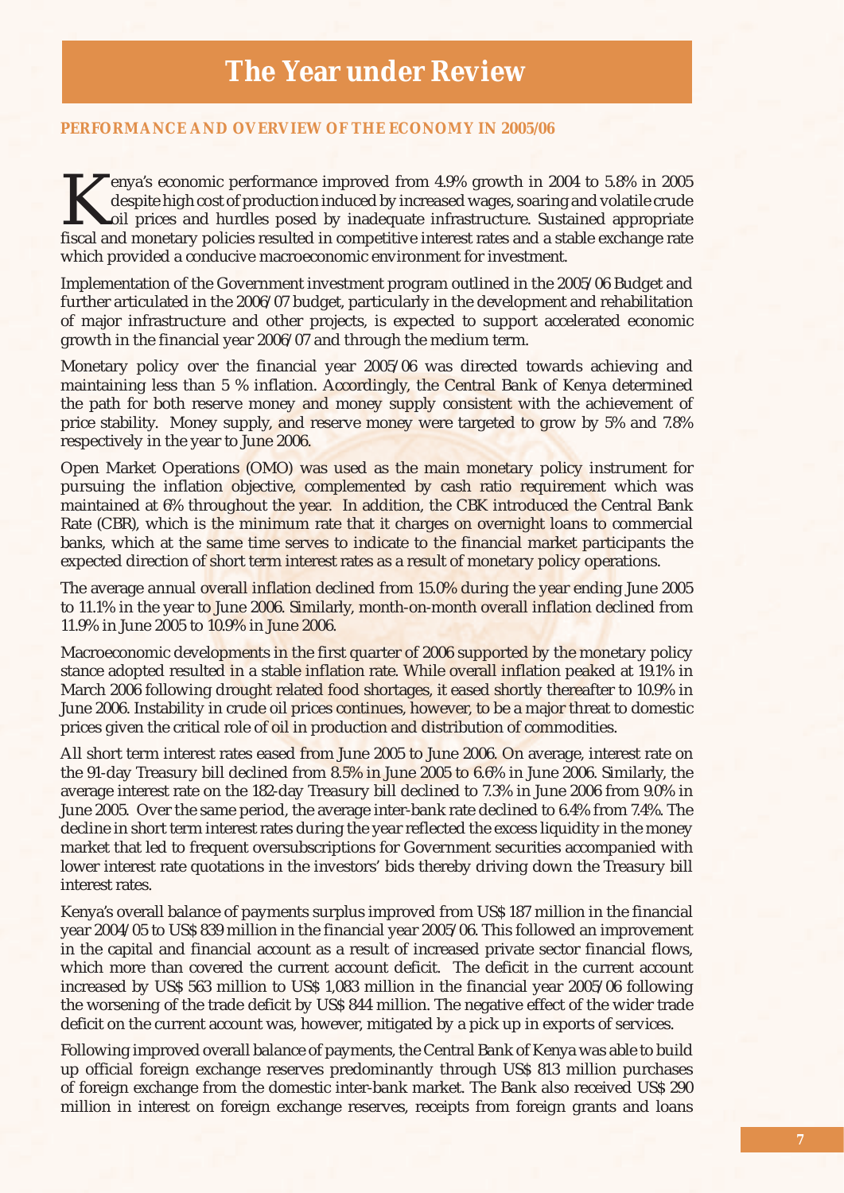# The Year under Review

### PERFORMANCE AND OVERVIEW OF THE ECONOMY IN 2005/06

Kenya's economic performance improved from 4.9% growth in 2004 to 5.8% in 2005 despite high cost of production induced by increased wages, soaring and volatile crude oil prices and hurdles posed by inadequate infrastructure. Sustained appropriate fiscal and monetary policies resulted in competitive interest rates and a stable exchange rate which provided a conducive macroeconomic environment for investment.

Implementation of the Government investment program outlined in the 2005/06 Budget and further articulated in the 2006/07 budget, particularly in the development and rehabilitation of major infrastructure and other projects, is expected to support accelerated economic growth in the financial year 2006/07 and through the medium term.

Monetary policy over the financial year 2005/06 was directed towards achieving and maintaining less than 5 % inflation. Accordingly, the Central Bank of Kenya determined the path for both reserve money and money supply consistent with the achievement of price stability. Money supply, and reserve money were targeted to grow by 5% and 7.8% respectively in the year to June 2006.

Open Market Operations (OMO) was used as the main monetary policy instrument for pursuing the inflation objective, complemented by cash ratio requirement which was maintained at 6% throughout the year. In addition, the CBK introduced the Central Bank Rate (CBR), which is the minimum rate that it charges on overnight loans to commercial banks, which at the same time serves to indicate to the financial market participants the expected direction of short term interest rates as a result of monetary policy operations.

The average annual overall inflation declined from 15.0% during the year ending June 2005 to 11.1% in the year to June 2006. Similarly, month-on-month overall inflation declined from 11.9% in June 2005 to 10.9% in June 2006.

Macroeconomic developments in the first quarter of 2006 supported by the monetary policy stance adopted resulted in a stable inflation rate. While overall inflation peaked at 19.1% in March 2006 following drought related food shortages, it eased shortly thereafter to 10.9% in June 2006. Instability in crude oil prices continues, however, to be a major threat to domestic prices given the critical role of oil in production and distribution of commodities.

All short term interest rates eased from June 2005 to June 2006. On average, interest rate on the 91-day Treasury bill declined from 8.5% in June 2005 to 6.6% in June 2006. Similarly, the average interest rate on the 182-day Treasury bill declined to 7.3% in June 2006 from 9.0% in June 2005. Over the same period, the average inter-bank rate declined to 6.4% from 7.4%. The decline in short term interest rates during the year reflected the excess liquidity in the money market that led to frequent oversubscriptions for Government securities accompanied with lower interest rate quotations in the investors' bids thereby driving down the Treasury bill interest rates.

Kenya's overall balance of payments surplus improved from US$ 187 million in the financial year 2004/05 to US$ 839 million in the financial year 2005/06. This followed an improvement in the capital and financial account as a result of increased private sector financial flows, which more than covered the current account deficit. The deficit in the current account increased by US$ 563 million to US$ 1,083 million in the financial year 2005/06 following the worsening of the trade deficit by US$ 844 million. The negative effect of the wider trade deficit on the current account was, however, mitigated by a pick up in exports of services.

Following improved overall balance of payments, the Central Bank of Kenya was able to build up official foreign exchange reserves predominantly through US$ 813 million purchases of foreign exchange from the domestic inter-bank market. The Bank also received US$ 290 million in interest on foreign exchange reserves, receipts from foreign grants and loans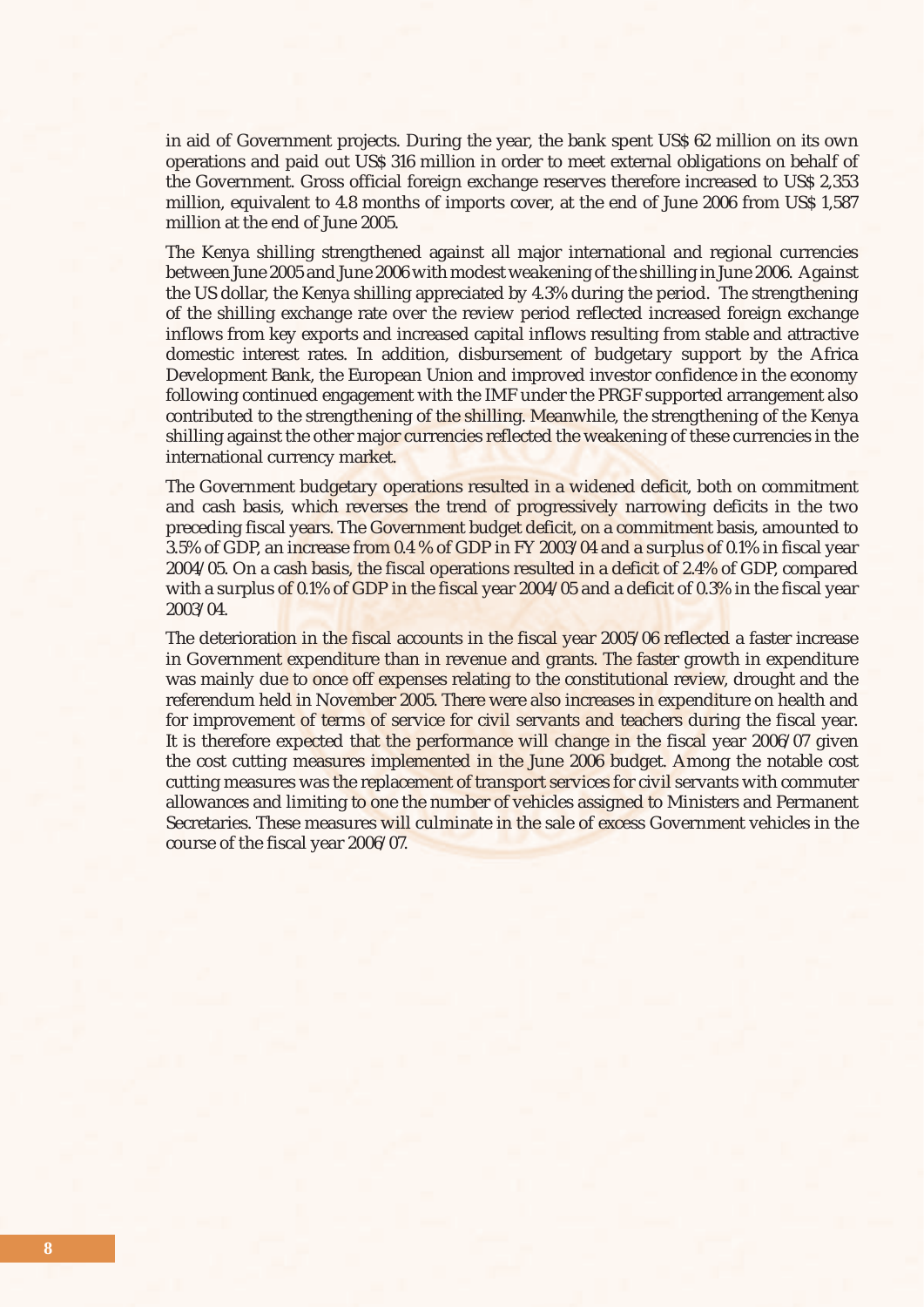in aid of Government projects. During the year, the bank spent US$ 62 million on its own operations and paid out US$ 316 million in order to meet external obligations on behalf of the Government. Gross official foreign exchange reserves therefore increased to US$ 2,353 million, equivalent to 4.8 months of imports cover, at the end of June 2006 from US$ 1,587 million at the end of June 2005.

The Kenya shilling strengthened against all major international and regional currencies between June 2005 and June 2006 with modest weakening of the shilling in June 2006. Against the US dollar, the Kenya shilling appreciated by 4.3% during the period. The strengthening of the shilling exchange rate over the review period reflected increased foreign exchange inflows from key exports and increased capital inflows resulting from stable and attractive domestic interest rates. In addition, disbursement of budgetary support by the Africa Development Bank, the European Union and improved investor confidence in the economy following continued engagement with the IMF under the PRGF supported arrangement also contributed to the strengthening of the shilling. Meanwhile, the strengthening of the Kenya shilling against the other major currencies reflected the weakening of these currencies in the international currency market.

The Government budgetary operations resulted in a widened deficit, both on commitment and cash basis, which reverses the trend of progressively narrowing deficits in the two preceding fiscal years. The Government budget deficit, on a commitment basis, amounted to 3.5% of GDP, an increase from 0.4 % of GDP in FY 2003/04 and a surplus of 0.1% in fiscal year 2004/05. On a cash basis, the fiscal operations resulted in a deficit of 2.4% of GDP, compared with a surplus of 0.1% of GDP in the fiscal year 2004/05 and a deficit of 0.3% in the fiscal year 2003/04.

The deterioration in the fiscal accounts in the fiscal year 2005/06 reflected a faster increase in Government expenditure than in revenue and grants. The faster growth in expenditure was mainly due to once off expenses relating to the constitutional review, drought and the referendum held in November 2005. There were also increases in expenditure on health and for improvement of terms of service for civil servants and teachers during the fiscal year. It is therefore expected that the performance will change in the fiscal year 2006/07 given the cost cutting measures implemented in the June 2006 budget. Among the notable cost cutting measures was the replacement of transport services for civil servants with commuter allowances and limiting to one the number of vehicles assigned to Ministers and Permanent Secretaries. These measures will culminate in the sale of excess Government vehicles in the course of the fiscal year 2006/07.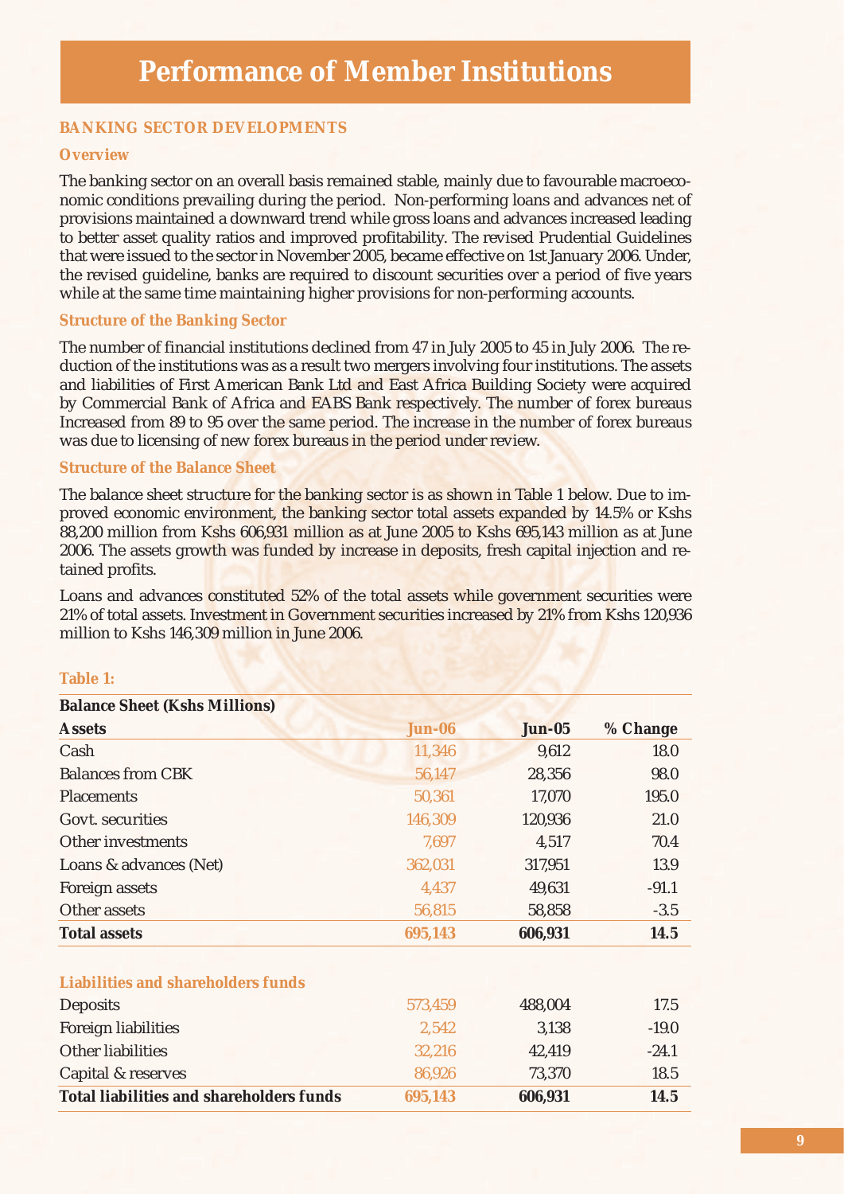# Performance of Member Institutions

## BANKING SECTOR DEVELOPMENTS

### Overview

The banking sector on an overall basis remained stable, mainly due to favourable macroeconomic conditions prevailing during the period. Non-performing loans and advances net of provisions maintained a downward trend while gross loans and advances increased leading to better asset quality ratios and improved profitability. The revised Prudential Guidelines that were issued to the sector in November 2005, became effective on 1st January 2006. Under, the revised guideline, banks are required to discount securities over a period of five years while at the same time maintaining higher provisions for non-performing accounts.

### Structure of the Banking Sector

The number of financial institutions declined from 47 in July 2005 to 45 in July 2006. The reduction of the institutions was as a result two mergers involving four institutions. The assets and liabilities of First American Bank Ltd and East Africa Building Society were acquired by Commercial Bank of Africa and EABS Bank respectively. The number of forex bureaus Increased from 89 to 95 over the same period. The increase in the number of forex bureaus was due to licensing of new forex bureaus in the period under review.

### Structure of the Balance Sheet

The balance sheet structure for the banking sector is as shown in Table 1 below. Due to improved economic environment, the banking sector total assets expanded by 14.5% or Kshs 88,200 million from Kshs 606,931 million as at June 2005 to Kshs 695,143 million as at June 2006. The assets growth was funded by increase in deposits, fresh capital injection and retained profits.

Loans and advances constituted 52% of the total assets while government securities were 21% of total assets. Investment in Government securities increased by 21% from Kshs 120,936 million to Kshs 146,309 million in June 2006.

**Table 1:**

**Balance Sheet (Kshs Millions)**

| **Assets** | **Jun-06** | **Jun-05** | **% Change** |
|---|---|---|---|
| Cash | 11,346 | 9,612 | 18.0 |
| Balances from CBK | 56,147 | 28,356 | 98.0 |
| Placements | 50,361 | 17,070 | 195.0 |
| Govt. securities | 146,309 | 120,936 | 21.0 |
| Other investments | 7,697 | 4,517 | 70.4 |
| Loans & advances (Net) | 362,031 | 317,951 | 13.9 |
| Foreign assets | 4,437 | 49,631 | -91.1 |
| Other assets | 56,815 | 58,858 | -3.5 |
| **Total assets** | **695,143** | **606,931** | **14.5** |
| | | | |
| **Liabilities and shareholders funds** | | | |
| Deposits | 573,459 | 488,004 | 17.5 |
| Foreign liabilities | 2,542 | 3,138 | -19.0 |
| Other liabilities | 32,216 | 42,419 | -24.1 |
| Capital & reserves | 86,926 | 73,370 | 18.5 |
| **Total liabilities and shareholders funds** | **695,143** | **606,931** | **14.5** |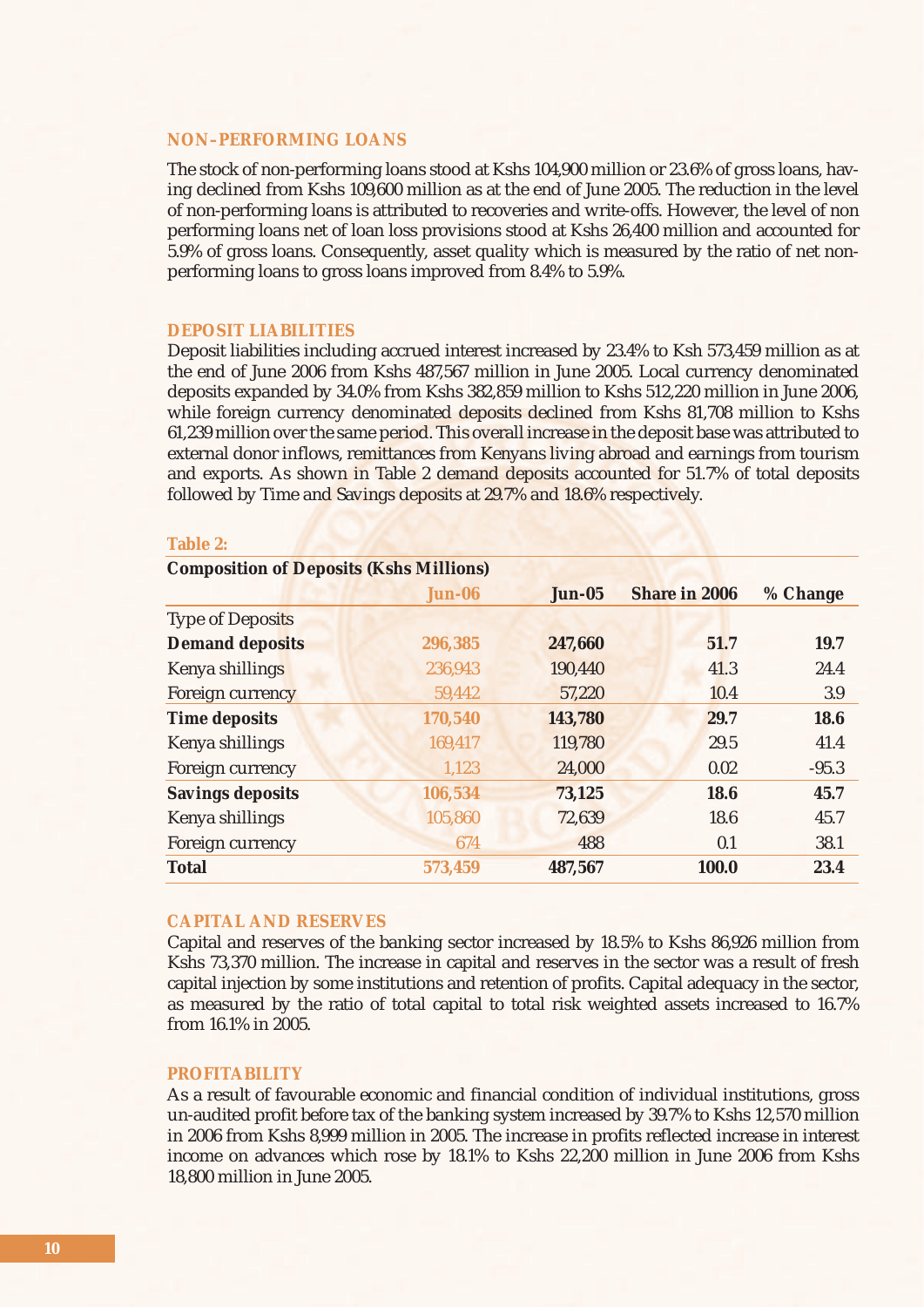## NON–PERFORMING LOANS

The stock of non-performing loans stood at Kshs 104,900 million or 23.6% of gross loans, having declined from Kshs 109,600 million as at the end of June 2005. The reduction in the level of non-performing loans is attributed to recoveries and write-offs. However, the level of non performing loans net of loan loss provisions stood at Kshs 26,400 million and accounted for 5.9% of gross loans. Consequently, asset quality which is measured by the ratio of net non-performing loans to gross loans improved from 8.4% to 5.9%.

## DEPOSIT LIABILITIES

Deposit liabilities including accrued interest increased by 23.4% to Ksh 573,459 million as at the end of June 2006 from Kshs 487,567 million in June 2005. Local currency denominated deposits expanded by 34.0% from Kshs 382,859 million to Kshs 512,220 million in June 2006, while foreign currency denominated deposits declined from Kshs 81,708 million to Kshs 61,239 million over the same period. This overall increase in the deposit base was attributed to external donor inflows, remittances from Kenyans living abroad and earnings from tourism and exports. As shown in Table 2 demand deposits accounted for 51.7% of total deposits followed by Time and Savings deposits at 29.7% and 18.6% respectively.

**Table 2:**

**Composition of Deposits (Kshs Millions)**

| | **Jun-06** | **Jun-05** | **Share in 2006** | **% Change** |
|---|---|---|---|---|
| Type of Deposits | | | | |
| **Demand deposits** | **296,385** | **247,660** | **51.7** | **19.7** |
| Kenya shillings | 236,943 | 190,440 | 41.3 | 24.4 |
| Foreign currency | 59,442 | 57,220 | 10.4 | 3.9 |
| **Time deposits** | **170,540** | **143,780** | **29.7** | **18.6** |
| Kenya shillings | 169,417 | 119,780 | 29.5 | 41.4 |
| Foreign currency | 1,123 | 24,000 | 0.02 | -95.3 |
| **Savings deposits** | **106,534** | **73,125** | **18.6** | **45.7** |
| Kenya shillings | 105,860 | 72,639 | 18.6 | 45.7 |
| Foreign currency | 674 | 488 | 0.1 | 38.1 |
| **Total** | **573,459** | **487,567** | **100.0** | **23.4** |

## CAPITAL AND RESERVES

Capital and reserves of the banking sector increased by 18.5% to Kshs 86,926 million from Kshs 73,370 million. The increase in capital and reserves in the sector was a result of fresh capital injection by some institutions and retention of profits. Capital adequacy in the sector, as measured by the ratio of total capital to total risk weighted assets increased to 16.7% from 16.1% in 2005.

## PROFITABILITY

As a result of favourable economic and financial condition of individual institutions, gross un-audited profit before tax of the banking system increased by 39.7% to Kshs 12,570 million in 2006 from Kshs 8,999 million in 2005. The increase in profits reflected increase in interest income on advances which rose by 18.1% to Kshs 22,200 million in June 2006 from Kshs 18,800 million in June 2005.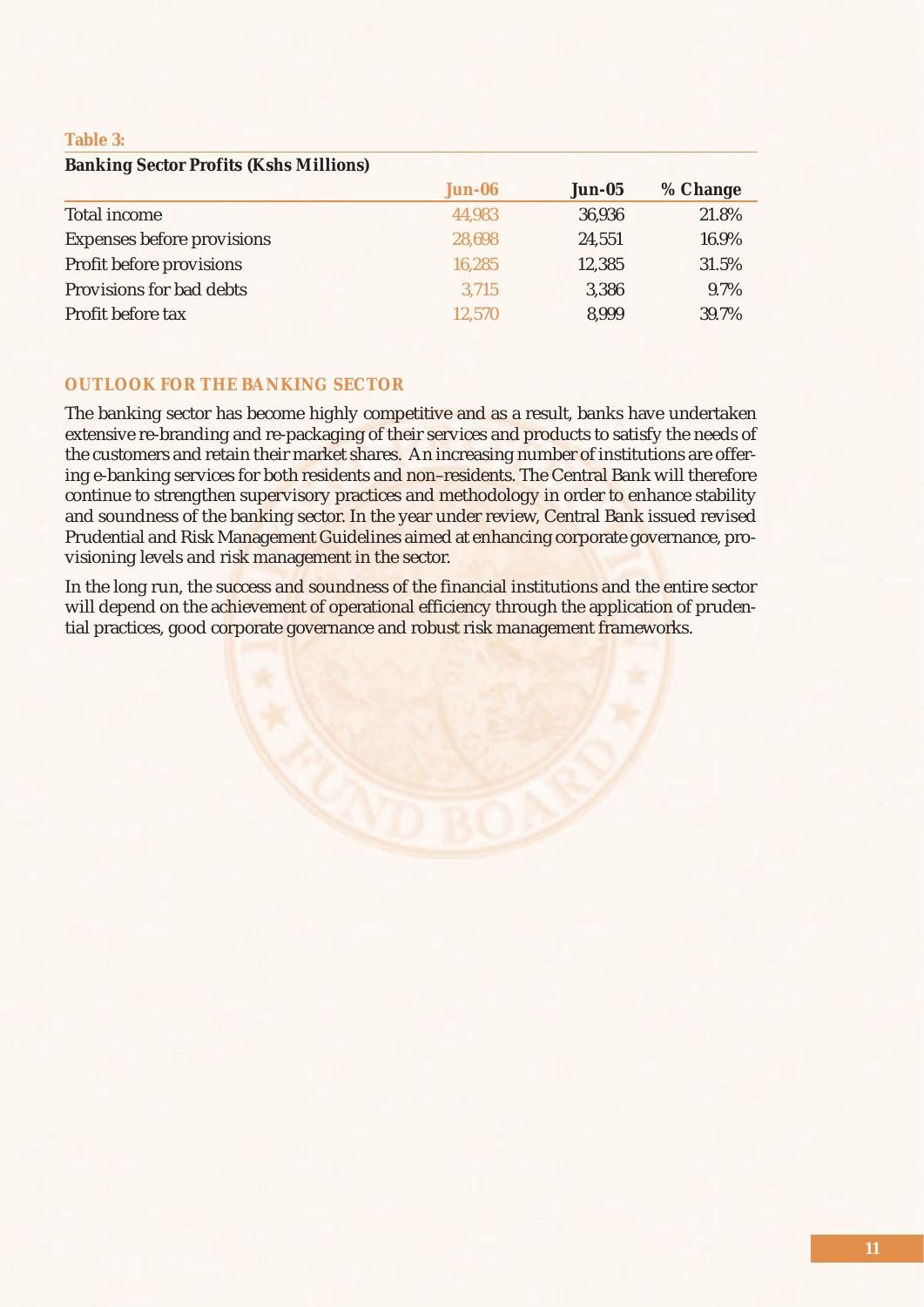**Table 3:**

**Banking Sector Profits (Kshs Millions)**

| | Jun-06 | Jun-05 | % Change |
|---|---|---|---|
| Total income | 44,983 | 36,936 | 21.8% |
| Expenses before provisions | 28,698 | 24,551 | 16.9% |
| Profit before provisions | 16,285 | 12,385 | 31.5% |
| Provisions for bad debts | 3,715 | 3,386 | 9.7% |
| Profit before tax | 12,570 | 8,999 | 39.7% |

## OUTLOOK FOR THE BANKING SECTOR

The banking sector has become highly competitive and as a result, banks have undertaken extensive re-branding and re-packaging of their services and products to satisfy the needs of the customers and retain their market shares. An increasing number of institutions are offering e-banking services for both residents and non–residents. The Central Bank will therefore continue to strengthen supervisory practices and methodology in order to enhance stability and soundness of the banking sector. In the year under review, Central Bank issued revised Prudential and Risk Management Guidelines aimed at enhancing corporate governance, provisioning levels and risk management in the sector.

In the long run, the success and soundness of the financial institutions and the entire sector will depend on the achievement of operational efficiency through the application of prudential practices, good corporate governance and robust risk management frameworks.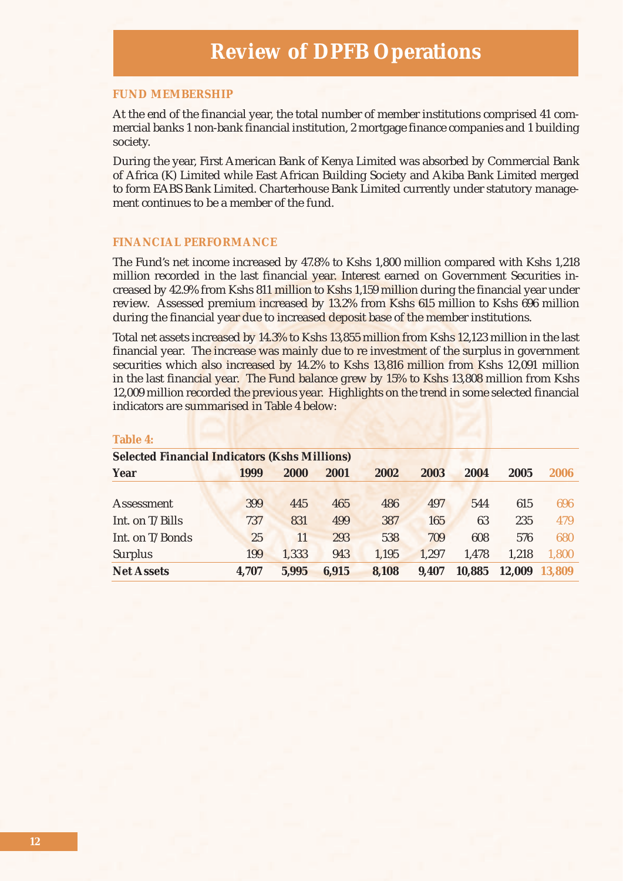# Review of DPFB Operations

## FUND MEMBERSHIP

At the end of the financial year, the total number of member institutions comprised 41 commercial banks 1 non-bank financial institution, 2 mortgage finance companies and 1 building society.

During the year, First American Bank of Kenya Limited was absorbed by Commercial Bank of Africa (K) Limited while East African Building Society and Akiba Bank Limited merged to form EABS Bank Limited. Charterhouse Bank Limited currently under statutory management continues to be a member of the fund.

## FINANCIAL PERFORMANCE

The Fund's net income increased by 47.8% to Kshs 1,800 million compared with Kshs 1,218 million recorded in the last financial year. Interest earned on Government Securities increased by 42.9% from Kshs 811 million to Kshs 1,159 million during the financial year under review. Assessed premium increased by 13.2% from Kshs 615 million to Kshs 696 million during the financial year due to increased deposit base of the member institutions.

Total net assets increased by 14.3% to Kshs 13,855 million from Kshs 12,123 million in the last financial year. The increase was mainly due to re investment of the surplus in government securities which also increased by 14.2% to Kshs 13,816 million from Kshs 12,091 million in the last financial year. The Fund balance grew by 15% to Kshs 13,808 million from Kshs 12,009 million recorded the previous year. Highlights on the trend in some selected financial indicators are summarised in Table 4 below:

**Table 4:**

**Selected Financial Indicators (Kshs Millions)**

| Year | 1999 | 2000 | 2001 | 2002 | 2003 | 2004 | 2005 | 2006 |
|---|---|---|---|---|---|---|---|---|
| Assessment | 399 | 445 | 465 | 486 | 497 | 544 | 615 | 696 |
| Int. on T/Bills | 737 | 831 | 499 | 387 | 165 | 63 | 235 | 479 |
| Int. on T/Bonds | 25 | 11 | 293 | 538 | 709 | 608 | 576 | 680 |
| Surplus | 199 | 1,333 | 943 | 1,195 | 1,297 | 1,478 | 1,218 | 1,800 |
| **Net Assets** | **4,707** | **5,995** | **6,915** | **8,108** | **9,407** | **10,885** | **12,009** | **13,809** |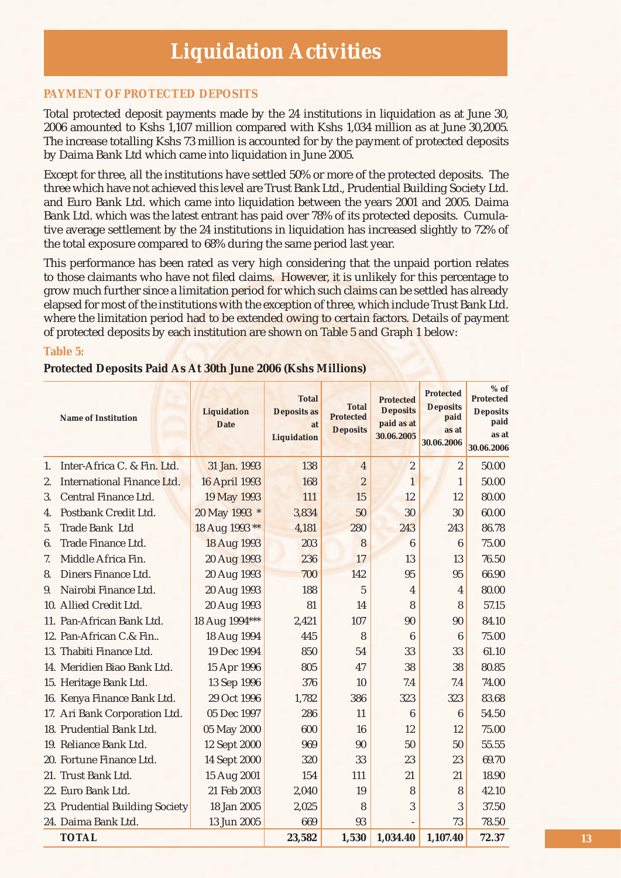# Liquidation Activities

## PAYMENT OF PROTECTED DEPOSITS

Total protected deposit payments made by the 24 institutions in liquidation as at June 30, 2006 amounted to Kshs 1,107 million compared with Kshs 1,034 million as at June 30,2005. The increase totalling Kshs 73 million is accounted for by the payment of protected deposits by Daima Bank Ltd which came into liquidation in June 2005.

Except for three, all the institutions have settled 50% or more of the protected deposits. The three which have not achieved this level are Trust Bank Ltd., Prudential Building Society Ltd. and Euro Bank Ltd. which came into liquidation between the years 2001 and 2005. Daima Bank Ltd. which was the latest entrant has paid over 78% of its protected deposits. Cumulative average settlement by the 24 institutions in liquidation has increased slightly to 72% of the total exposure compared to 68% during the same period last year.

This performance has been rated as very high considering that the unpaid portion relates to those claimants who have not filed claims. However, it is unlikely for this percentage to grow much further since a limitation period for which such claims can be settled has already elapsed for most of the institutions with the exception of three, which include Trust Bank Ltd. where the limitation period had to be extended owing to certain factors. Details of payment of protected deposits by each institution are shown on Table 5 and Graph 1 below:

**Table 5:**

**Protected Deposits Paid As At 30th June 2006 (Kshs Millions)**

| Name of Institution | Liquidation Date | Total Deposits as at Liquidation | Total Protected Deposits | Protected Deposits paid as at 30.06.2005 | Protected Deposits paid as at 30.06.2006 | % of Protected Deposits paid as at 30.06.2006 |
|---|---|---|---|---|---|---|
| 1. Inter-Africa C. & Fin. Ltd. | 31 Jan. 1993 | 138 | 4 | 2 | 2 | 50.00 |
| 2. International Finance Ltd. | 16 April 1993 | 168 | 2 | 1 | 1 | 50.00 |
| 3. Central Finance Ltd. | 19 May 1993 | 111 | 15 | 12 | 12 | 80.00 |
| 4. Postbank Credit Ltd. | 20 May 1993 * | 3,834 | 50 | 30 | 30 | 60.00 |
| 5. Trade Bank Ltd | 18 Aug 1993 ** | 4,181 | 280 | 243 | 243 | 86.78 |
| 6. Trade Finance Ltd. | 18 Aug 1993 | 203 | 8 | 6 | 6 | 75.00 |
| 7. Middle Africa Fin. | 20 Aug 1993 | 236 | 17 | 13 | 13 | 76.50 |
| 8. Diners Finance Ltd. | 20 Aug 1993 | 700 | 142 | 95 | 95 | 66.90 |
| 9. Nairobi Finance Ltd. | 20 Aug 1993 | 188 | 5 | 4 | 4 | 80.00 |
| 10. Allied Credit Ltd. | 20 Aug 1993 | 81 | 14 | 8 | 8 | 57.15 |
| 11. Pan-African Bank Ltd. | 18 Aug 1994*** | 2,421 | 107 | 90 | 90 | 84.10 |
| 12. Pan-African C.& Fin.. | 18 Aug 1994 | 445 | 8 | 6 | 6 | 75.00 |
| 13. Thabiti Finance Ltd. | 19 Dec 1994 | 850 | 54 | 33 | 33 | 61.10 |
| 14. Meridien Biao Bank Ltd. | 15 Apr 1996 | 805 | 47 | 38 | 38 | 80.85 |
| 15. Heritage Bank Ltd. | 13 Sep 1996 | 376 | 10 | 7.4 | 7.4 | 74.00 |
| 16. Kenya Finance Bank Ltd. | 29 Oct 1996 | 1,782 | 386 | 323 | 323 | 83.68 |
| 17. Ari Bank Corporation Ltd. | 05 Dec 1997 | 286 | 11 | 6 | 6 | 54.50 |
| 18. Prudential Bank Ltd. | 05 May 2000 | 600 | 16 | 12 | 12 | 75.00 |
| 19. Reliance Bank Ltd. | 12 Sept 2000 | 969 | 90 | 50 | 50 | 55.55 |
| 20. Fortune Finance Ltd. | 14 Sept 2000 | 320 | 33 | 23 | 23 | 69.70 |
| 21. Trust Bank Ltd. | 15 Aug 2001 | 154 | 111 | 21 | 21 | 18.90 |
| 22. Euro Bank Ltd. | 21 Feb 2003 | 2,040 | 19 | 8 | 8 | 42.10 |
| 23. Prudential Building Society | 18 Jan 2005 | 2,025 | 8 | 3 | 3 | 37.50 |
| 24. Daima Bank Ltd. | 13 Jun 2005 | 669 | 93 | - | 73 | 78.50 |
| **TOTAL** | | **23,582** | **1,530** | **1,034.40** | **1,107.40** | **72.37** |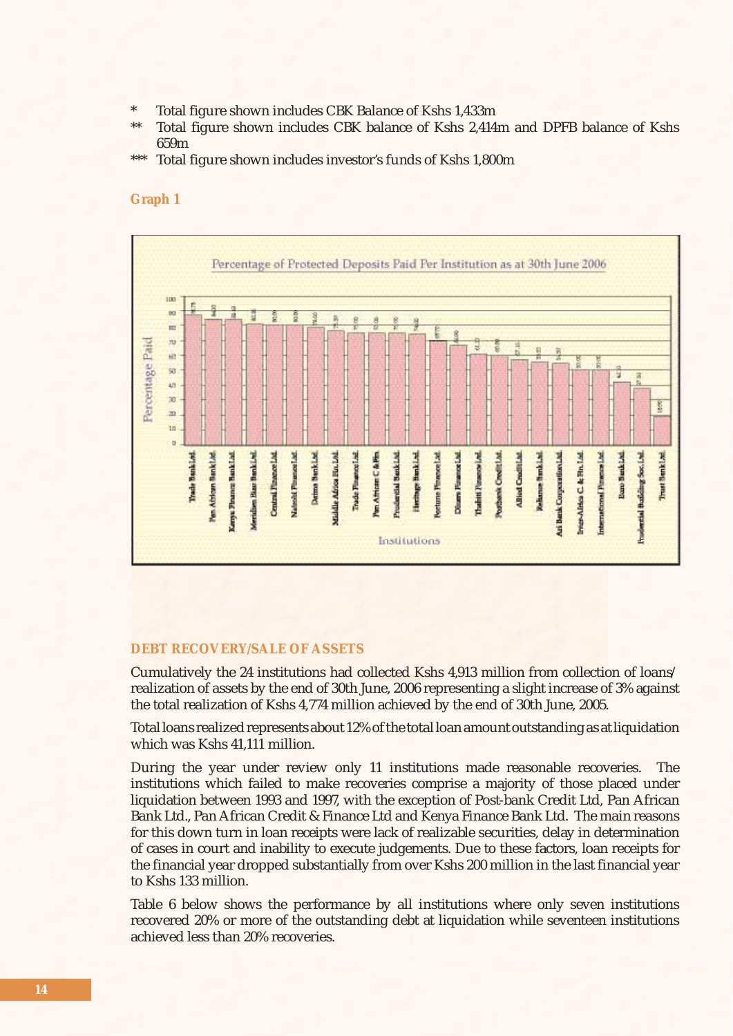\* Total figure shown includes CBK Balance of Kshs 1,433m

\** Total figure shown includes CBK balance of Kshs 2,414m and DPFB balance of Kshs 659m

\*** Total figure shown includes investor's funds of Kshs 1,800m

**Graph 1**

Percentage of Protected Deposits Paid Per Institution as at 30th June 2006

## DEBT RECOVERY/SALE OF ASSETS

Cumulatively the 24 institutions had collected Kshs 4,913 million from collection of loans/ realization of assets by the end of 30th June, 2006 representing a slight increase of 3% against the total realization of Kshs 4,774 million achieved by the end of 30th June, 2005.

Total loans realized represents about 12% of the total loan amount outstanding as at liquidation which was Kshs 41,111 million.

During the year under review only 11 institutions made reasonable recoveries. The institutions which failed to make recoveries comprise a majority of those placed under liquidation between 1993 and 1997, with the exception of Post-bank Credit Ltd, Pan African Bank Ltd., Pan African Credit & Finance Ltd and Kenya Finance Bank Ltd. The main reasons for this down turn in loan receipts were lack of realizable securities, delay in determination of cases in court and inability to execute judgements. Due to these factors, loan receipts for the financial year dropped substantially from over Kshs 200 million in the last financial year to Kshs 133 million.

Table 6 below shows the performance by all institutions where only seven institutions recovered 20% or more of the outstanding debt at liquidation while seventeen institutions achieved less than 20% recoveries.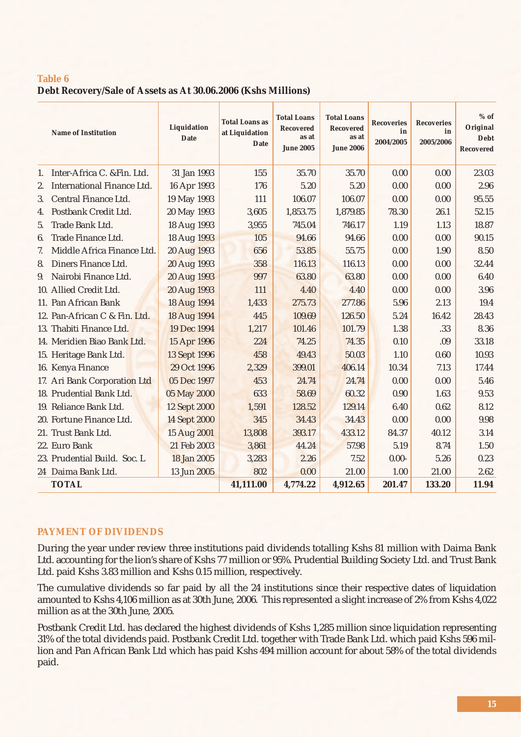**Table 6**

**Debt Recovery/Sale of Assets as At 30.06.2006 (Kshs Millions)**

| Name of Institution | Liquidation Date | Total Loans as at Liquidation Date | Total Loans Recovered as at June 2005 | Total Loans Recovered as at June 2006 | Recoveries in 2004/2005 | Recoveries in 2005/2006 | % of Original Debt Recovered |
|---|---|---|---|---|---|---|---|
| 1. Inter-Africa C. &Fin. Ltd. | 31 Jan 1993 | 155 | 35.70 | 35.70 | 0.00 | 0.00 | 23.03 |
| 2. International Finance Ltd. | 16 Apr 1993 | 176 | 5.20 | 5.20 | 0.00 | 0.00 | 2.96 |
| 3. Central Finance Ltd. | 19 May 1993 | 111 | 106.07 | 106.07 | 0.00 | 0.00 | 95.55 |
| 4. Postbank Credit Ltd. | 20 May 1993 | 3,605 | 1,853.75 | 1,879.85 | 78.30 | 26.1 | 52.15 |
| 5. Trade Bank Ltd. | 18 Aug 1993 | 3,955 | 745.04 | 746.17 | 1.19 | 1.13 | 18.87 |
| 6. Trade Finance Ltd. | 18 Aug 1993 | 105 | 94.66 | 94.66 | 0.00 | 0.00 | 90.15 |
| 7. Middle Africa Finance Ltd. | 20 Aug 1993 | 656 | 53.85 | 55.75 | 0.00 | 1.90 | 8.50 |
| 8. Diners Finance Ltd. | 20 Aug 1993 | 358 | 116.13 | 116.13 | 0.00 | 0.00 | 32.44 |
| 9. Nairobi Finance Ltd. | 20 Aug 1993 | 997 | 63.80 | 63.80 | 0.00 | 0.00 | 6.40 |
| 10. Allied Credit Ltd. | 20 Aug 1993 | 111 | 4.40 | 4.40 | 0.00 | 0.00 | 3.96 |
| 11. Pan African Bank | 18 Aug 1994 | 1,433 | 275.73 | 277.86 | 5.96 | 2.13 | 19.4 |
| 12. Pan-African C & Fin. Ltd. | 18 Aug 1994 | 445 | 109.69 | 126.50 | 5.24 | 16.42 | 28.43 |
| 13. Thabiti Finance Ltd. | 19 Dec 1994 | 1,217 | 101.46 | 101.79 | 1.38 | .33 | 8.36 |
| 14. Meridien Biao Bank Ltd. | 15 Apr 1996 | 224 | 74.25 | 74.35 | 0.10 | .09 | 33.18 |
| 15. Heritage Bank Ltd. | 13 Sept 1996 | 458 | 49.43 | 50.03 | 1.10 | 0.60 | 10.93 |
| 16. Kenya Finance | 29 Oct 1996 | 2,329 | 399.01 | 406.14 | 10.34 | 7.13 | 17.44 |
| 17. Ari Bank Corporation Ltd | 05 Dec 1997 | 453 | 24.74 | 24.74 | 0.00 | 0.00 | 5.46 |
| 18. Prudential Bank Ltd. | 05 May 2000 | 633 | 58.69 | 60.32 | 0.90 | 1.63 | 9.53 |
| 19. Reliance Bank Ltd. | 12 Sept 2000 | 1,591 | 128.52 | 129.14 | 6.40 | 0.62 | 8.12 |
| 20. Fortune Finance Ltd. | 14 Sept 2000 | 345 | 34.43 | 34.43 | 0.00 | 0.00 | 9.98 |
| 21. Trust Bank Ltd. | 15 Aug 2001 | 13,808 | 393.17 | 433.12 | 84.37 | 40.12 | 3.14 |
| 22. Euro Bank | 21 Feb 2003 | 3,861 | 44.24 | 57.98 | 5.19 | 8.74 | 1.50 |
| 23. Prudential Build. Soc. L | 18 Jan 2005 | 3,283 | 2.26 | 7.52 | 0.00- | 5.26 | 0.23 |
| 24 Daima Bank Ltd. | 13 Jun 2005 | 802 | 0.00 | 21.00 | 1.00 | 21.00 | 2.62 |
| **TOTAL** | | **41,111.00** | **4,774.22** | **4,912.65** | **201.47** | **133.20** | **11.94** |

## PAYMENT OF DIVIDENDS

During the year under review three institutions paid dividends totalling Kshs 81 million with Daima Bank Ltd. accounting for the lion's share of Kshs 77 million or 95%. Prudential Building Society Ltd. and Trust Bank Ltd. paid Kshs 3.83 million and Kshs 0.15 million, respectively.

The cumulative dividends so far paid by all the 24 institutions since their respective dates of liquidation amounted to Kshs 4,106 million as at 30th June, 2006. This represented a slight increase of 2% from Kshs 4,022 million as at the 30th June, 2005.

Postbank Credit Ltd. has declared the highest dividends of Kshs 1,285 million since liquidation representing 31% of the total dividends paid. Postbank Credit Ltd. together with Trade Bank Ltd. which paid Kshs 596 million and Pan African Bank Ltd which has paid Kshs 494 million account for about 58% of the total dividends paid.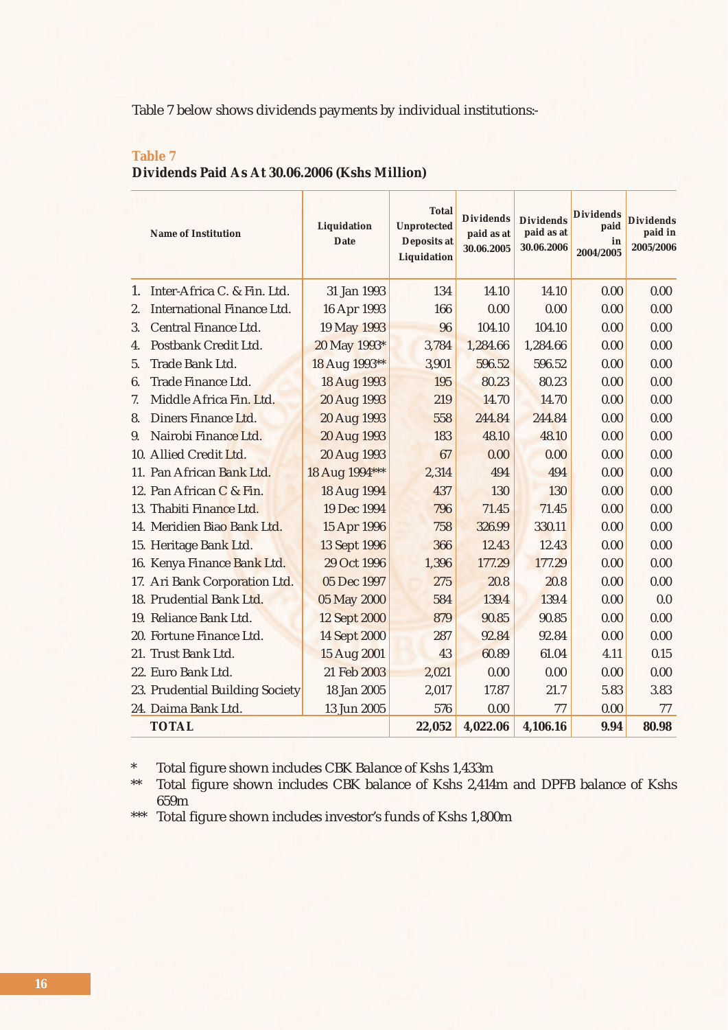Table 7 below shows dividends payments by individual institutions:-

**Table 7**

**Dividends Paid As At 30.06.2006 (Kshs Million)**

| Name of Institution | Liquidation Date | Total Unprotected Deposits at Liquidation | Dividends paid as at 30.06.2005 | Dividends paid as at 30.06.2006 | Dividends paid in 2004/2005 | Dividends paid in 2005/2006 |
|---|---|---|---|---|---|---|
| 1. Inter-Africa C. & Fin. Ltd. | 31 Jan 1993 | 134 | 14.10 | 14.10 | 0.00 | 0.00 |
| 2. International Finance Ltd. | 16 Apr 1993 | 166 | 0.00 | 0.00 | 0.00 | 0.00 |
| 3. Central Finance Ltd. | 19 May 1993 | 96 | 104.10 | 104.10 | 0.00 | 0.00 |
| 4. Postbank Credit Ltd. | 20 May 1993* | 3,784 | 1,284.66 | 1,284.66 | 0.00 | 0.00 |
| 5. Trade Bank Ltd. | 18 Aug 1993** | 3,901 | 596.52 | 596.52 | 0.00 | 0.00 |
| 6. Trade Finance Ltd. | 18 Aug 1993 | 195 | 80.23 | 80.23 | 0.00 | 0.00 |
| 7. Middle Africa Fin. Ltd. | 20 Aug 1993 | 219 | 14.70 | 14.70 | 0.00 | 0.00 |
| 8. Diners Finance Ltd. | 20 Aug 1993 | 558 | 244.84 | 244.84 | 0.00 | 0.00 |
| 9. Nairobi Finance Ltd. | 20 Aug 1993 | 183 | 48.10 | 48.10 | 0.00 | 0.00 |
| 10. Allied Credit Ltd. | 20 Aug 1993 | 67 | 0.00 | 0.00 | 0.00 | 0.00 |
| 11. Pan African Bank Ltd. | 18 Aug 1994*** | 2,314 | 494 | 494 | 0.00 | 0.00 |
| 12. Pan African C & Fin. | 18 Aug 1994 | 437 | 130 | 130 | 0.00 | 0.00 |
| 13. Thabiti Finance Ltd. | 19 Dec 1994 | 796 | 71.45 | 71.45 | 0.00 | 0.00 |
| 14. Meridien Biao Bank Ltd. | 15 Apr 1996 | 758 | 326.99 | 330.11 | 0.00 | 0.00 |
| 15. Heritage Bank Ltd. | 13 Sept 1996 | 366 | 12.43 | 12.43 | 0.00 | 0.00 |
| 16. Kenya Finance Bank Ltd. | 29 Oct 1996 | 1,396 | 177.29 | 177.29 | 0.00 | 0.00 |
| 17. Ari Bank Corporation Ltd. | 05 Dec 1997 | 275 | 20.8 | 20.8 | 0.00 | 0.00 |
| 18. Prudential Bank Ltd. | 05 May 2000 | 584 | 139.4 | 139.4 | 0.00 | 0.0 |
| 19. Reliance Bank Ltd. | 12 Sept 2000 | 879 | 90.85 | 90.85 | 0.00 | 0.00 |
| 20. Fortune Finance Ltd. | 14 Sept 2000 | 287 | 92.84 | 92.84 | 0.00 | 0.00 |
| 21. Trust Bank Ltd. | 15 Aug 2001 | 43 | 60.89 | 61.04 | 4.11 | 0.15 |
| 22. Euro Bank Ltd. | 21 Feb 2003 | 2,021 | 0.00 | 0.00 | 0.00 | 0.00 |
| 23. Prudential Building Society | 18 Jan 2005 | 2,017 | 17.87 | 21.7 | 5.83 | 3.83 |
| 24. Daima Bank Ltd. | 13 Jun 2005 | 576 | 0.00 | 77 | 0.00 | 77 |
| **TOTAL** | | **22,052** | **4,022.06** | **4,106.16** | **9.94** | **80.98** |

\* Total figure shown includes CBK Balance of Kshs 1,433m

** Total figure shown includes CBK balance of Kshs 2,414m and DPFB balance of Kshs 659m

*** Total figure shown includes investor's funds of Kshs 1,800m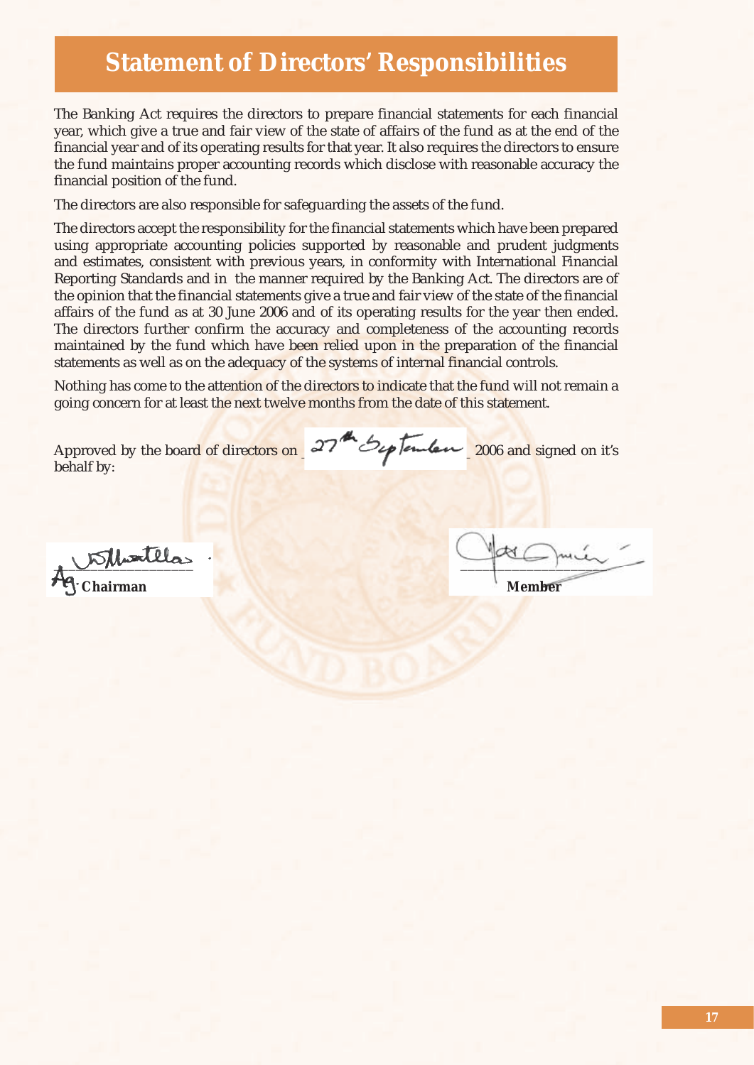# Statement of Directors' Responsibilities

The Banking Act requires the directors to prepare financial statements for each financial year, which give a true and fair view of the state of affairs of the fund as at the end of the financial year and of its operating results for that year. It also requires the directors to ensure the fund maintains proper accounting records which disclose with reasonable accuracy the financial position of the fund.

The directors are also responsible for safeguarding the assets of the fund.

The directors accept the responsibility for the financial statements which have been prepared using appropriate accounting policies supported by reasonable and prudent judgments and estimates, consistent with previous years, in conformity with International Financial Reporting Standards and in the manner required by the Banking Act. The directors are of the opinion that the financial statements give a true and fair view of the state of the financial affairs of the fund as at 30 June 2006 and of its operating results for the year then ended. The directors further confirm the accuracy and completeness of the accounting records maintained by the fund which have been relied upon in the preparation of the financial statements as well as on the adequacy of the systems of internal financial controls.

Nothing has come to the attention of the directors to indicate that the fund will not remain a going concern for at least the next twelve months from the date of this statement.

Approved by the board of directors on 27th September 2006 and signed on it's behalf by:

Ag. **Chairman**

**Member**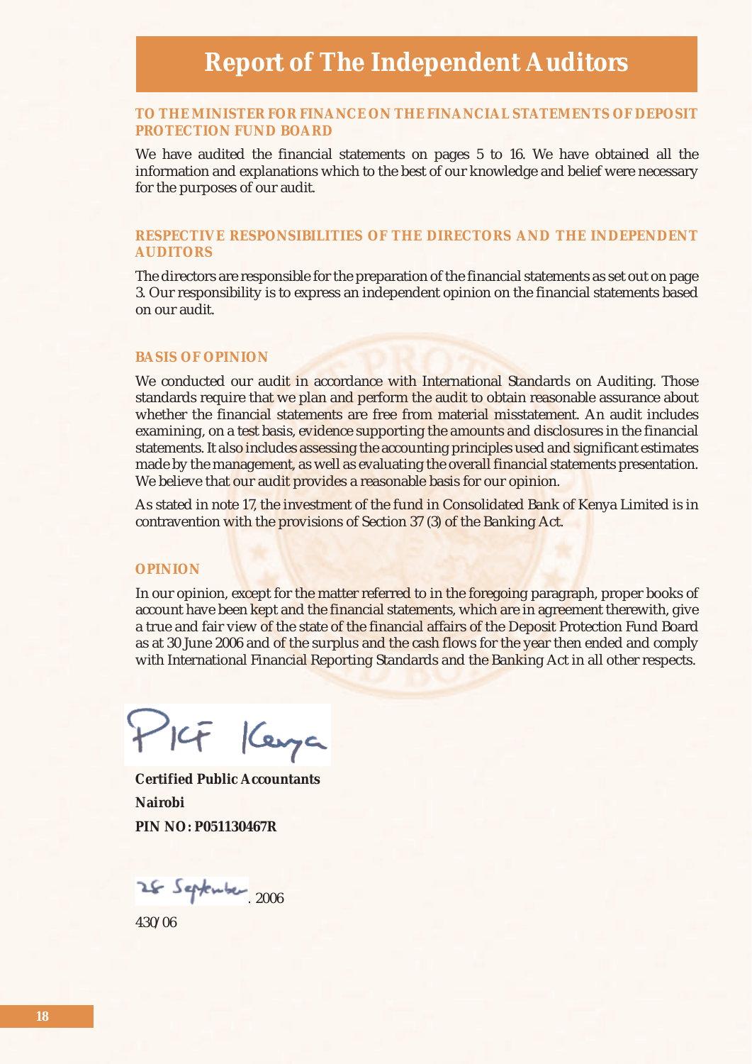# Report of The Independent Auditors

### TO THE MINISTER FOR FINANCE ON THE FINANCIAL STATEMENTS OF DEPOSIT PROTECTION FUND BOARD

We have audited the financial statements on pages 5 to 16. We have obtained all the information and explanations which to the best of our knowledge and belief were necessary for the purposes of our audit.

### RESPECTIVE RESPONSIBILITIES OF THE DIRECTORS AND THE INDEPENDENT AUDITORS

The directors are responsible for the preparation of the financial statements as set out on page 3. Our responsibility is to express an independent opinion on the financial statements based on our audit.

### BASIS OF OPINION

We conducted our audit in accordance with International Standards on Auditing. Those standards require that we plan and perform the audit to obtain reasonable assurance about whether the financial statements are free from material misstatement. An audit includes examining, on a test basis, evidence supporting the amounts and disclosures in the financial statements. It also includes assessing the accounting principles used and significant estimates made by the management, as well as evaluating the overall financial statements presentation. We believe that our audit provides a reasonable basis for our opinion.

As stated in note 17, the investment of the fund in Consolidated Bank of Kenya Limited is in contravention with the provisions of Section 37 (3) of the Banking Act.

### OPINION

In our opinion, except for the matter referred to in the foregoing paragraph, proper books of account have been kept and the financial statements, which are in agreement therewith, give a true and fair view of the state of the financial affairs of the Deposit Protection Fund Board as at 30 June 2006 and of the surplus and the cash flows for the year then ended and comply with International Financial Reporting Standards and the Banking Act in all other respects.

PKF Kenya

**Certified Public Accountants**

**Nairobi**

**PIN NO: P051130467R**

28 September 2006

430/06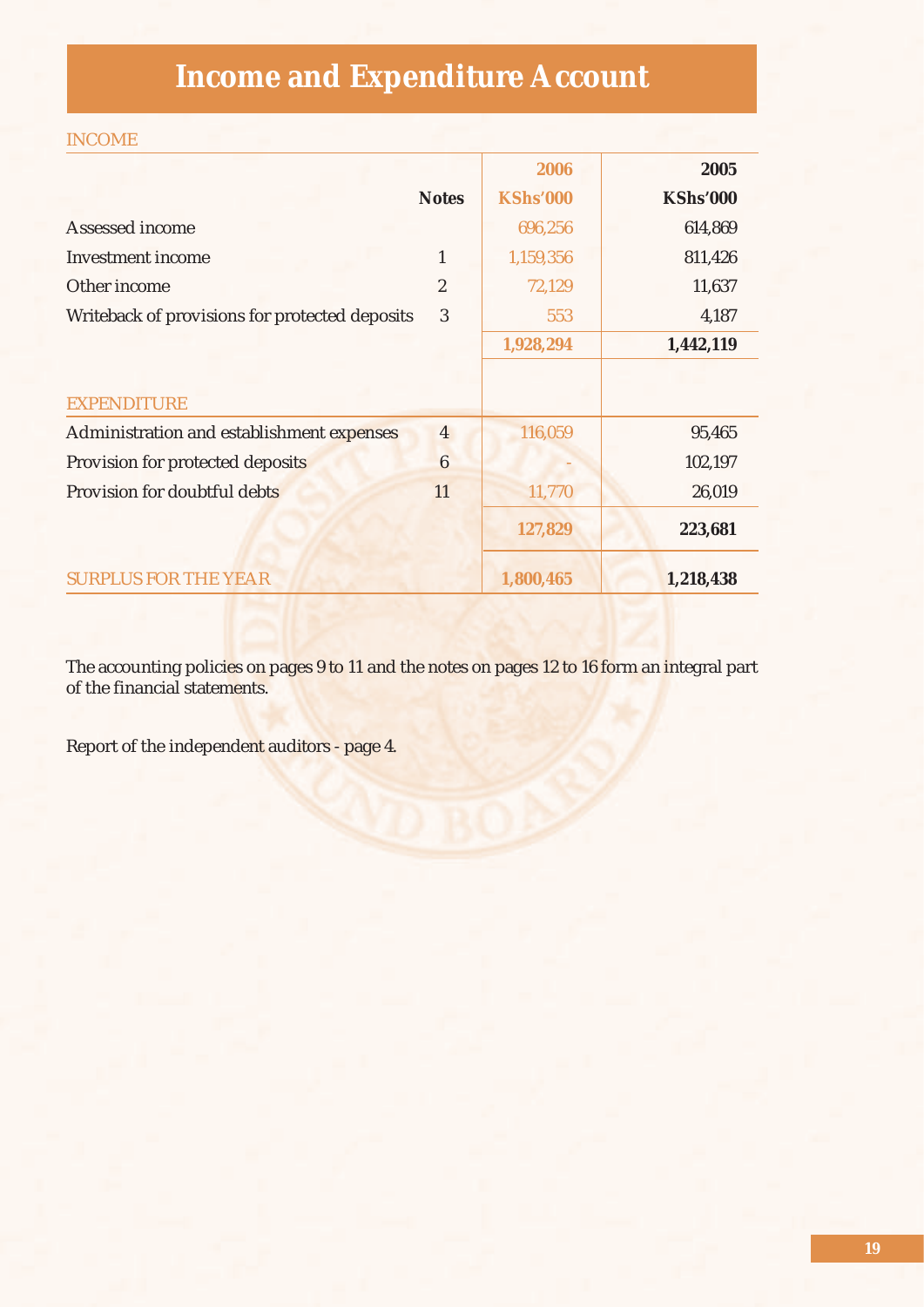# Income and Expenditure Account

| INCOME | Notes | 2006 KShs'000 | 2005 KShs'000 |
|---|---|---|---|
| Assessed income | | 696,256 | 614,869 |
| Investment income | 1 | 1,159,356 | 811,426 |
| Other income | 2 | 72,129 | 11,637 |
| Writeback of provisions for protected deposits | 3 | 553 | 4,187 |
| | | **1,928,294** | **1,442,119** |
| EXPENDITURE | | | |
| Administration and establishment expenses | 4 | 116,059 | 95,465 |
| Provision for protected deposits | 6 | - | 102,197 |
| Provision for doubtful debts | 11 | 11,770 | 26,019 |
| | | **127,829** | **223,681** |
| SURPLUS FOR THE YEAR | | **1,800,465** | **1,218,438** |

The accounting policies on pages 9 to 11 and the notes on pages 12 to 16 form an integral part of the financial statements.

Report of the independent auditors - page 4.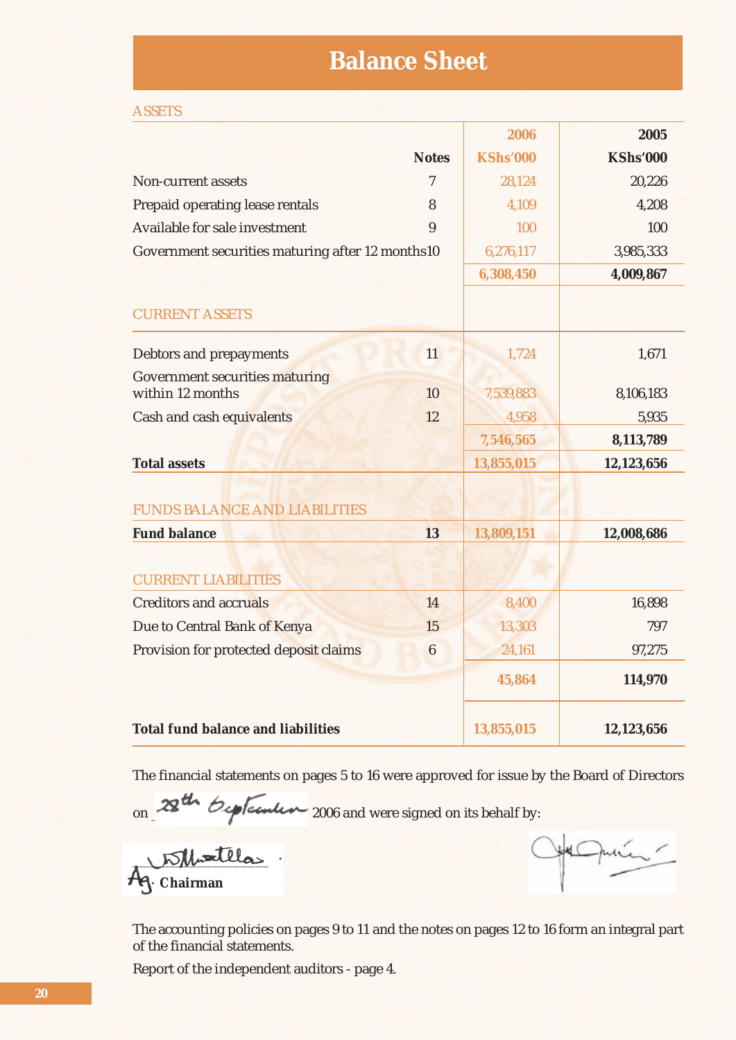# Balance Sheet

| ASSETS | Notes | 2006 KShs'000 | 2005 KShs'000 |
|---|---|---|---|
| Non-current assets | 7 | 28,124 | 20,226 |
| Prepaid operating lease rentals | 8 | 4,109 | 4,208 |
| Available for sale investment | 9 | 100 | 100 |
| Government securities maturing after 12 months | 10 | 6,276,117 | 3,985,333 |
| | | **6,308,450** | **4,009,867** |
| CURRENT ASSETS | | | |
| Debtors and prepayments | 11 | 1,724 | 1,671 |
| Government securities maturing within 12 months | 10 | 7,539,883 | 8,106,183 |
| Cash and cash equivalents | 12 | 4,958 | 5,935 |
| | | **7,546,565** | **8,113,789** |
| **Total assets** | | **13,855,015** | **12,123,656** |
| FUNDS BALANCE AND LIABILITIES | | | |
| **Fund balance** | **13** | **13,809,151** | **12,008,686** |
| CURRENT LIABILITIES | | | |
| Creditors and accruals | 14 | 8,400 | 16,898 |
| Due to Central Bank of Kenya | 15 | 13,303 | 797 |
| Provision for protected deposit claims | 6 | 24,161 | 97,275 |
| | | **45,864** | **114,970** |
| **Total fund balance and liabilities** | | **13,855,015** | **12,123,656** |

The financial statements on pages 5 to 16 were approved for issue by the Board of Directors on 28th September 2006 and were signed on its behalf by:

Ag. **Chairman**

The accounting policies on pages 9 to 11 and the notes on pages 12 to 16 form an integral part of the financial statements.

Report of the independent auditors - page 4.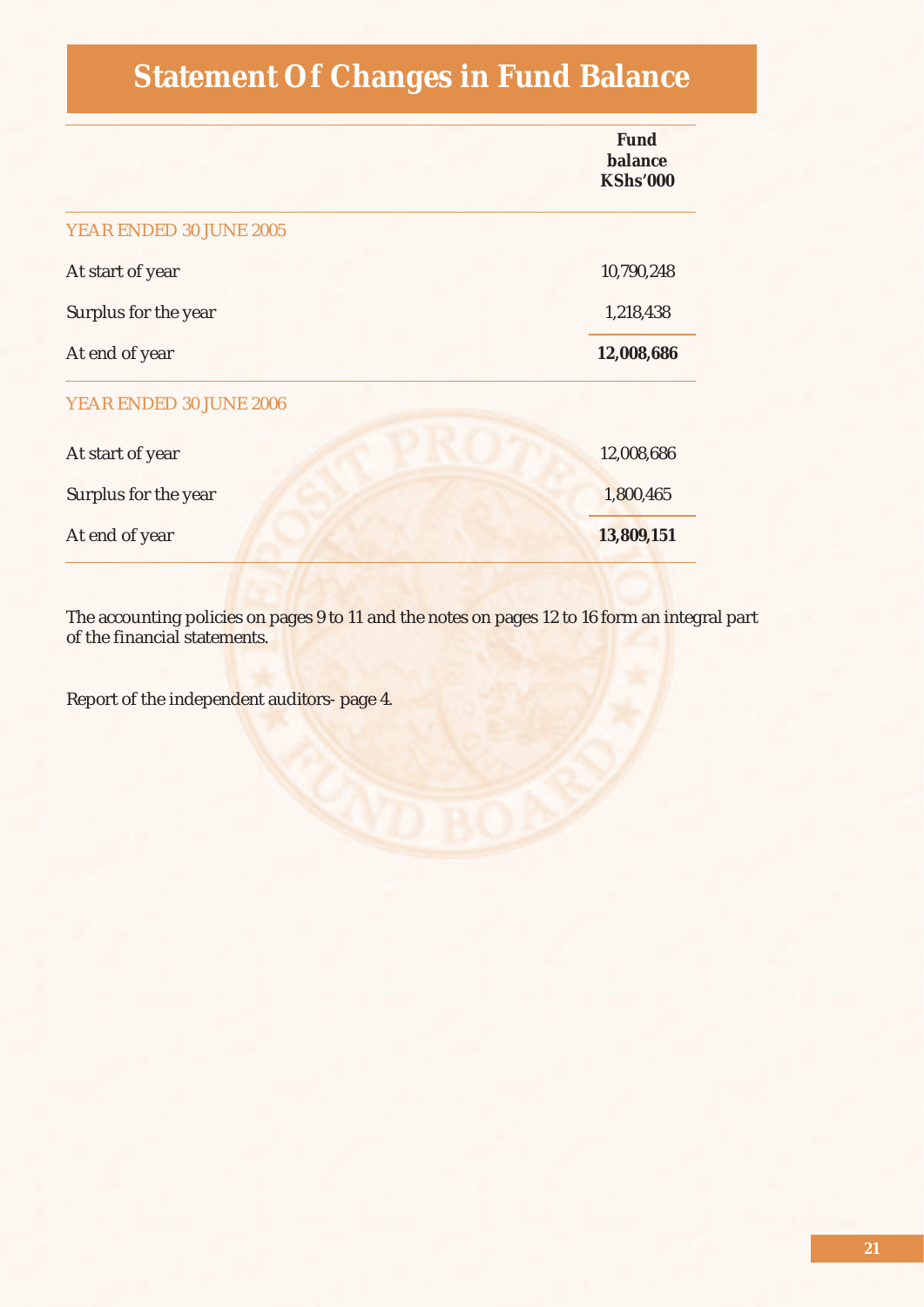# Statement Of Changes in Fund Balance

| | Fund balance KShs'000 |
|---|---|
| YEAR ENDED 30 JUNE 2005 | |
| At start of year | 10,790,248 |
| Surplus for the year | 1,218,438 |
| At end of year | **12,008,686** |
| YEAR ENDED 30 JUNE 2006 | |
| At start of year | 12,008,686 |
| Surplus for the year | 1,800,465 |
| At end of year | **13,809,151** |

The accounting policies on pages 9 to 11 and the notes on pages 12 to 16 form an integral part of the financial statements.

Report of the independent auditors- page 4.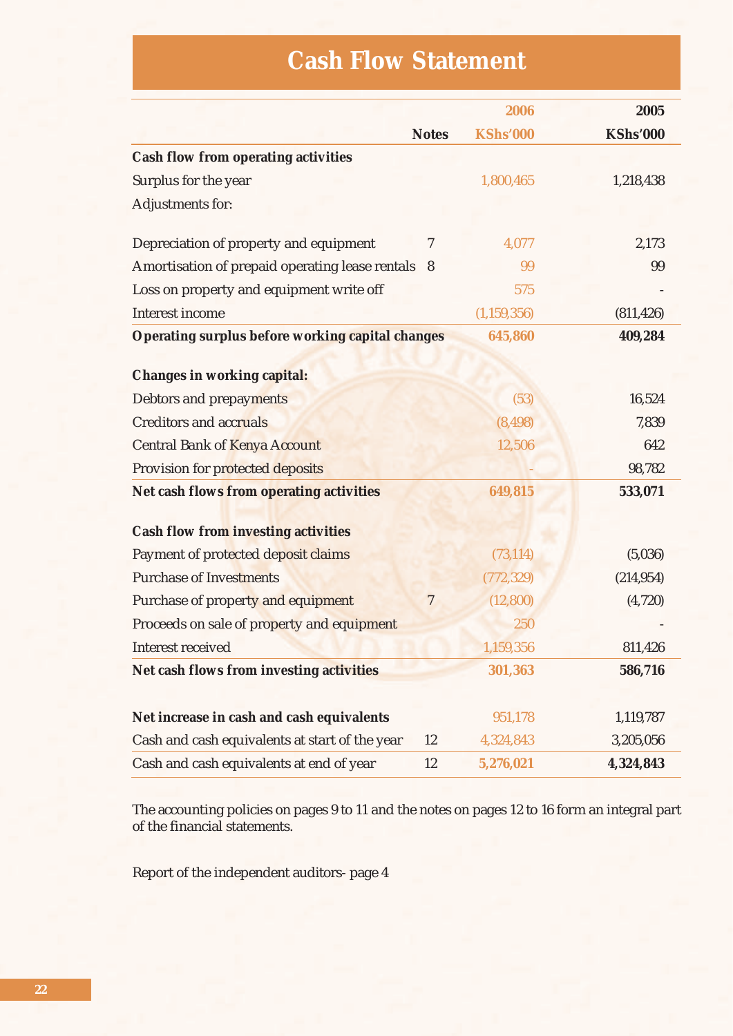# Cash Flow Statement

| | Notes | 2006<br>KShs'000 | 2005<br>KShs'000 |
|---|---|---|---|
| **Cash flow from operating activities** | | | |
| Surplus for the year | | 1,800,465 | 1,218,438 |
| Adjustments for: | | | |
| Depreciation of property and equipment | 7 | 4,077 | 2,173 |
| Amortisation of prepaid operating lease rentals | 8 | 99 | 99 |
| Loss on property and equipment write off | | 575 | - |
| Interest income | | (1,159,356) | (811,426) |
| **Operating surplus before working capital changes** | | **645,860** | **409,284** |
| **Changes in working capital:** | | | |
| Debtors and prepayments | | (53) | 16,524 |
| Creditors and accruals | | (8,498) | 7,839 |
| Central Bank of Kenya Account | | 12,506 | 642 |
| Provision for protected deposits | | - | 98,782 |
| **Net cash flows from operating activities** | | **649,815** | **533,071** |
| **Cash flow from investing activities** | | | |
| Payment of protected deposit claims | | (73,114) | (5,036) |
| Purchase of Investments | | (772,329) | (214,954) |
| Purchase of property and equipment | 7 | (12,800) | (4,720) |
| Proceeds on sale of property and equipment | | 250 | - |
| Interest received | | 1,159,356 | 811,426 |
| **Net cash flows from investing activities** | | **301,363** | **586,716** |
| **Net increase in cash and cash equivalents** | | 951,178 | 1,119,787 |
| Cash and cash equivalents at start of the year | 12 | 4,324,843 | 3,205,056 |
| Cash and cash equivalents at end of year | 12 | **5,276,021** | **4,324,843** |

The accounting policies on pages 9 to 11 and the notes on pages 12 to 16 form an integral part of the financial statements.

Report of the independent auditors- page 4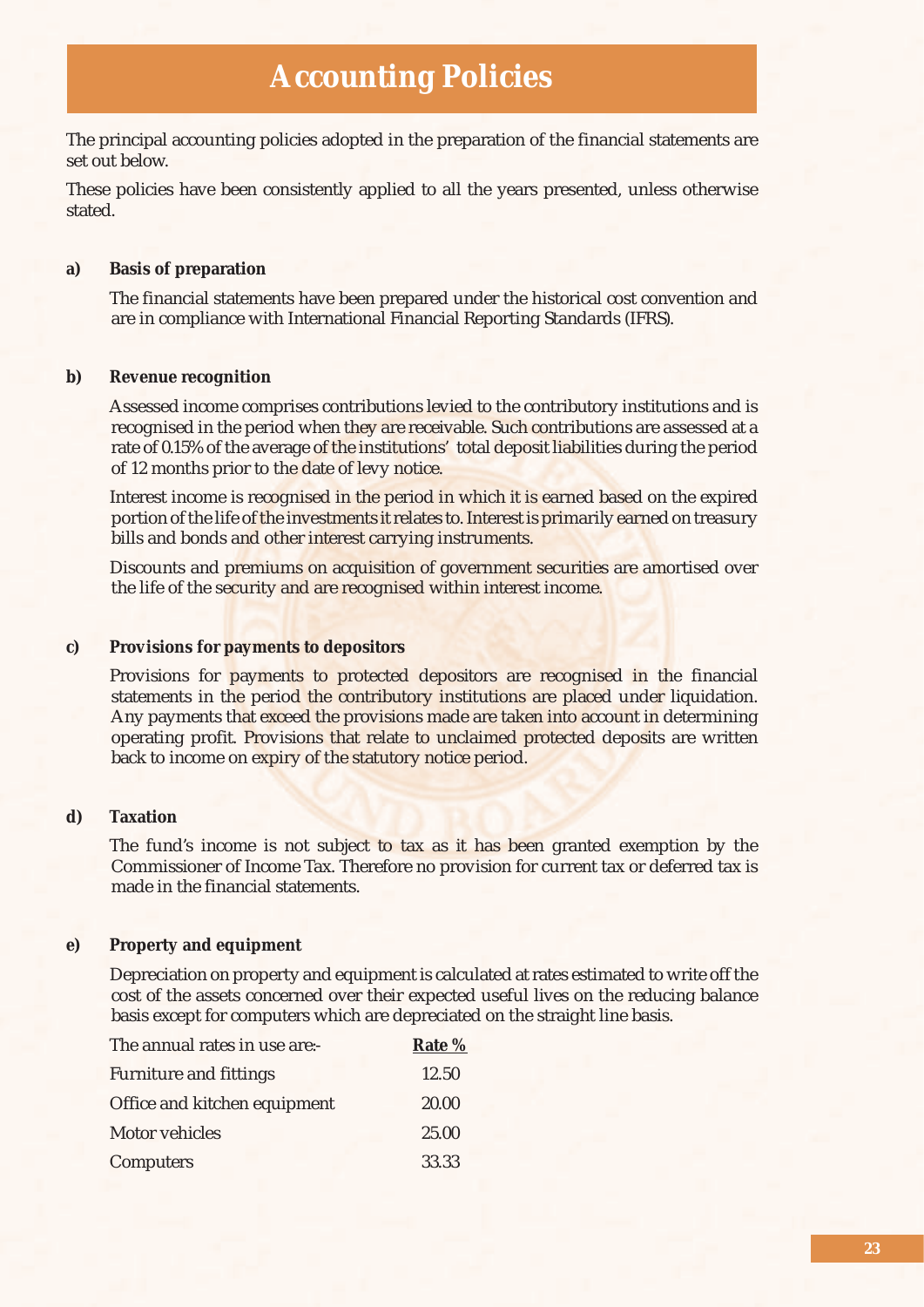# Accounting Policies

The principal accounting policies adopted in the preparation of the financial statements are set out below.

These policies have been consistently applied to all the years presented, unless otherwise stated.

**a) Basis of preparation**

The financial statements have been prepared under the historical cost convention and are in compliance with International Financial Reporting Standards (IFRS).

**b) Revenue recognition**

Assessed income comprises contributions levied to the contributory institutions and is recognised in the period when they are receivable. Such contributions are assessed at a rate of 0.15% of the average of the institutions' total deposit liabilities during the period of 12 months prior to the date of levy notice.

Interest income is recognised in the period in which it is earned based on the expired portion of the life of the investments it relates to. Interest is primarily earned on treasury bills and bonds and other interest carrying instruments.

Discounts and premiums on acquisition of government securities are amortised over the life of the security and are recognised within interest income.

**c) Provisions for payments to depositors**

Provisions for payments to protected depositors are recognised in the financial statements in the period the contributory institutions are placed under liquidation. Any payments that exceed the provisions made are taken into account in determining operating profit. Provisions that relate to unclaimed protected deposits are written back to income on expiry of the statutory notice period.

**d) Taxation**

The fund's income is not subject to tax as it has been granted exemption by the Commissioner of Income Tax. Therefore no provision for current tax or deferred tax is made in the financial statements.

**e) Property and equipment**

Depreciation on property and equipment is calculated at rates estimated to write off the cost of the assets concerned over their expected useful lives on the reducing balance basis except for computers which are depreciated on the straight line basis.

| The annual rates in use are:- | Rate % |
|---|---|
| Furniture and fittings | 12.50 |
| Office and kitchen equipment | 20.00 |
| Motor vehicles | 25.00 |
| Computers | 33.33 |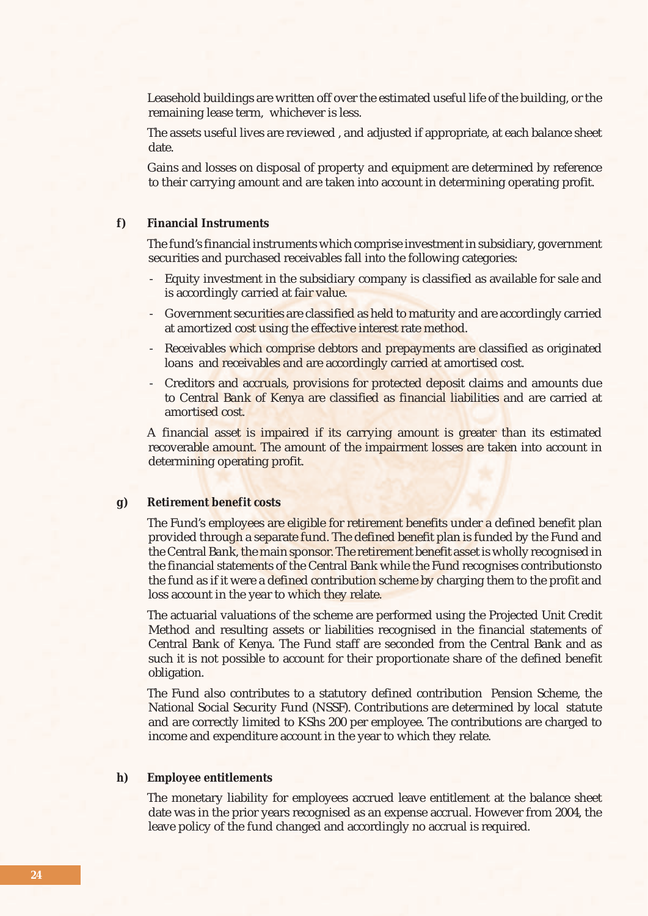Leasehold buildings are written off over the estimated useful life of the building, or the remaining lease term, whichever is less.

The assets useful lives are reviewed , and adjusted if appropriate, at each balance sheet date.

Gains and losses on disposal of property and equipment are determined by reference to their carrying amount and are taken into account in determining operating profit.

**f) Financial Instruments**

The fund's financial instruments which comprise investment in subsidiary, government securities and purchased receivables fall into the following categories:

- Equity investment in the subsidiary company is classified as available for sale and is accordingly carried at fair value.
- Government securities are classified as held to maturity and are accordingly carried at amortized cost using the effective interest rate method.
- Receivables which comprise debtors and prepayments are classified as originated loans and receivables and are accordingly carried at amortised cost.
- Creditors and accruals, provisions for protected deposit claims and amounts due to Central Bank of Kenya are classified as financial liabilities and are carried at amortised cost.

A financial asset is impaired if its carrying amount is greater than its estimated recoverable amount. The amount of the impairment losses are taken into account in determining operating profit.

**g) Retirement benefit costs**

The Fund's employees are eligible for retirement benefits under a defined benefit plan provided through a separate fund. The defined benefit plan is funded by the Fund and the Central Bank, the main sponsor. The retirement benefit asset is wholly recognised in the financial statements of the Central Bank while the Fund recognises contributionsto the fund as if it were a defined contribution scheme by charging them to the profit and loss account in the year to which they relate.

The actuarial valuations of the scheme are performed using the Projected Unit Credit Method and resulting assets or liabilities recognised in the financial statements of Central Bank of Kenya. The Fund staff are seconded from the Central Bank and as such it is not possible to account for their proportionate share of the defined benefit obligation.

The Fund also contributes to a statutory defined contribution Pension Scheme, the National Social Security Fund (NSSF). Contributions are determined by local statute and are correctly limited to KShs 200 per employee. The contributions are charged to income and expenditure account in the year to which they relate.

**h) Employee entitlements**

The monetary liability for employees accrued leave entitlement at the balance sheet date was in the prior years recognised as an expense accrual. However from 2004, the leave policy of the fund changed and accordingly no accrual is required.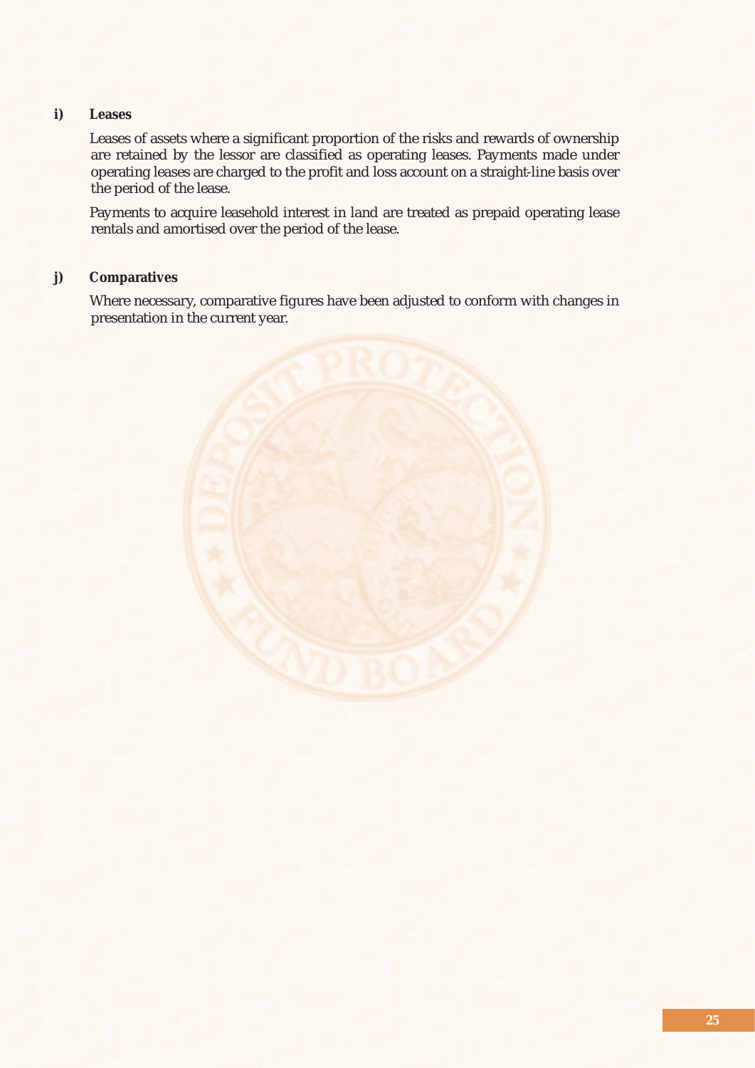**i) Leases**

Leases of assets where a significant proportion of the risks and rewards of ownership are retained by the lessor are classified as operating leases. Payments made under operating leases are charged to the profit and loss account on a straight-line basis over the period of the lease.

Payments to acquire leasehold interest in land are treated as prepaid operating lease rentals and amortised over the period of the lease.

**j) Comparatives**

Where necessary, comparative figures have been adjusted to conform with changes in presentation in the current year.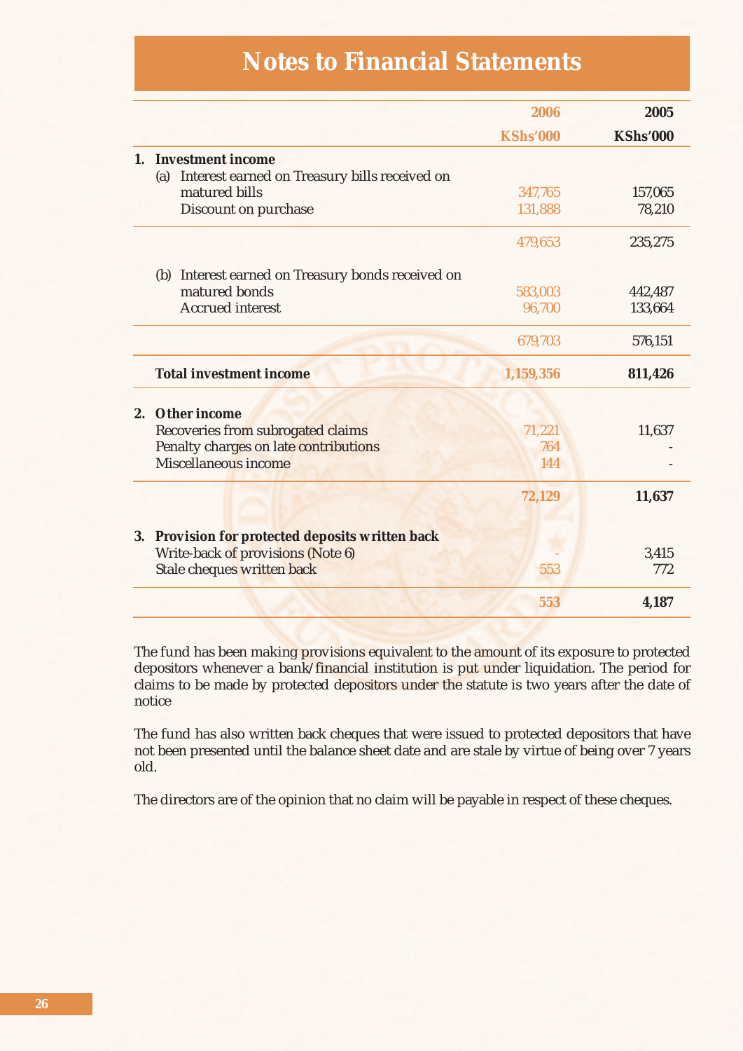# Notes to Financial Statements

| | 2006 | 2005 |
|---|---|---|
| | KShs'000 | KShs'000 |
| **1. Investment income** | | |
| (a) Interest earned on Treasury bills received on matured bills | 347,765 | 157,065 |
| Discount on purchase | 131,888 | 78,210 |
| | 479,653 | 235,275 |
| (b) Interest earned on Treasury bonds received on matured bonds | 583,003 | 442,487 |
| Accrued interest | 96,700 | 133,664 |
| | 679,703 | 576,151 |
| **Total investment income** | **1,159,356** | **811,426** |
| **2. Other income** | | |
| Recoveries from subrogated claims | 71,221 | 11,637 |
| Penalty charges on late contributions | 764 | - |
| Miscellaneous income | 144 | - |
| | **72,129** | **11,637** |
| **3. Provision for protected deposits written back** | | |
| Write-back of provisions (Note 6) | - | 3,415 |
| Stale cheques written back | 553 | 772 |
| | **553** | **4,187** |

The fund has been making provisions equivalent to the amount of its exposure to protected depositors whenever a bank/financial institution is put under liquidation. The period for claims to be made by protected depositors under the statute is two years after the date of notice

The fund has also written back cheques that were issued to protected depositors that have not been presented until the balance sheet date and are stale by virtue of being over 7 years old.

The directors are of the opinion that no claim will be payable in respect of these cheques.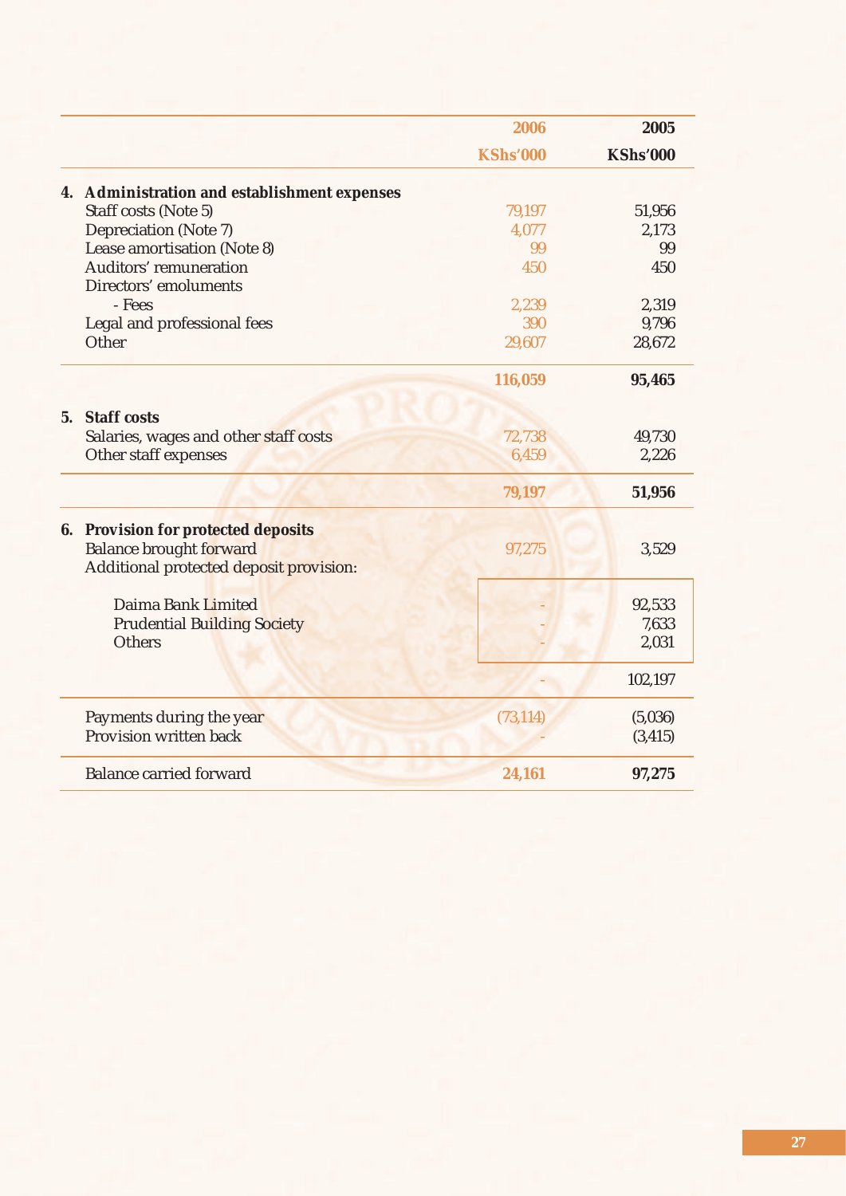| | 2006 | 2005 |
|---|---|---|
| | KShs'000 | KShs'000 |
| **4. Administration and establishment expenses** | | |
| Staff costs (Note 5) | 79,197 | 51,956 |
| Depreciation (Note 7) | 4,077 | 2,173 |
| Lease amortisation (Note 8) | 99 | 99 |
| Auditors' remuneration | 450 | 450 |
| Directors' emoluments | | |
| - Fees | 2,239 | 2,319 |
| Legal and professional fees | 390 | 9,796 |
| Other | 29,607 | 28,672 |
| | **116,059** | **95,465** |
| **5. Staff costs** | | |
| Salaries, wages and other staff costs | 72,738 | 49,730 |
| Other staff expenses | 6,459 | 2,226 |
| | **79,197** | **51,956** |
| **6. Provision for protected deposits** | | |
| Balance brought forward | 97,275 | 3,529 |
| Additional protected deposit provision: | | |
| Daima Bank Limited | - | 92,533 |
| Prudential Building Society | - | 7,633 |
| Others | - | 2,031 |
| | - | 102,197 |
| Payments during the year | (73,114) | (5,036) |
| Provision written back | - | (3,415) |
| Balance carried forward | **24,161** | **97,275** |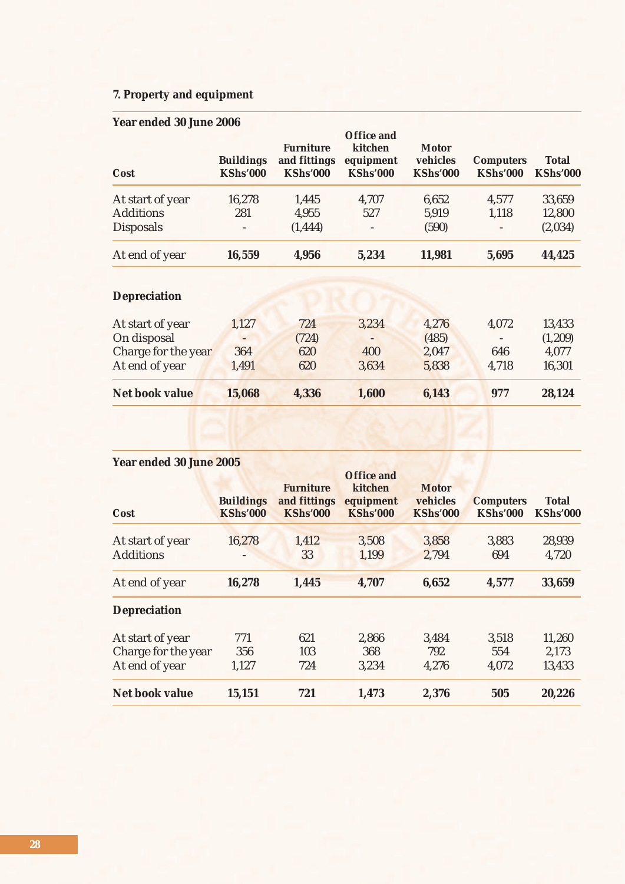### 7. Property and equipment

**Year ended 30 June 2006**

| Cost | Buildings KShs'000 | Furniture and fittings KShs'000 | Office and kitchen equipment KShs'000 | Motor vehicles KShs'000 | Computers KShs'000 | Total KShs'000 |
|---|---|---|---|---|---|---|
| At start of year | 16,278 | 1,445 | 4,707 | 6,652 | 4,577 | 33,659 |
| Additions | 281 | 4,955 | 527 | 5,919 | 1,118 | 12,800 |
| Disposals | - | (1,444) | - | (590) | - | (2,034) |
| At end of year | **16,559** | **4,956** | **5,234** | **11,981** | **5,695** | **44,425** |
| **Depreciation** | | | | | | |
| At start of year | 1,127 | 724 | 3,234 | 4,276 | 4,072 | 13,433 |
| On disposal | - | (724) | - | (485) | - | (1,209) |
| Charge for the year | 364 | 620 | 400 | 2,047 | 646 | 4,077 |
| At end of year | 1,491 | 620 | 3,634 | 5,838 | 4,718 | 16,301 |
| **Net book value** | **15,068** | **4,336** | **1,600** | **6,143** | **977** | **28,124** |

**Year ended 30 June 2005**

| Cost | Buildings KShs'000 | Furniture and fittings KShs'000 | Office and kitchen equipment KShs'000 | Motor vehicles KShs'000 | Computers KShs'000 | Total KShs'000 |
|---|---|---|---|---|---|---|
| At start of year | 16,278 | 1,412 | 3,508 | 3,858 | 3,883 | 28,939 |
| Additions | - | 33 | 1,199 | 2,794 | 694 | 4,720 |
| At end of year | **16,278** | **1,445** | **4,707** | **6,652** | **4,577** | **33,659** |
| **Depreciation** | | | | | | |
| At start of year | 771 | 621 | 2,866 | 3,484 | 3,518 | 11,260 |
| Charge for the year | 356 | 103 | 368 | 792 | 554 | 2,173 |
| At end of year | 1,127 | 724 | 3,234 | 4,276 | 4,072 | 13,433 |
| **Net book value** | **15,151** | **721** | **1,473** | **2,376** | **505** | **20,226** |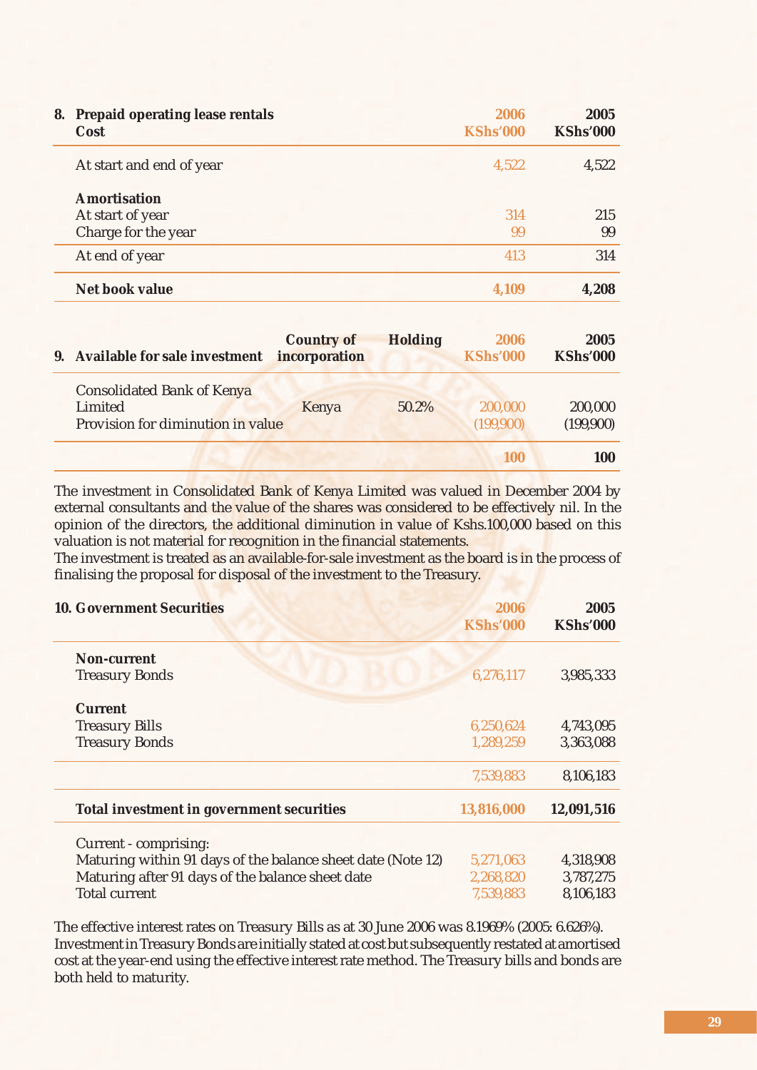## 8. Prepaid operating lease rentals

| Cost | 2006 KShs'000 | 2005 KShs'000 |
|---|---|---|
| At start and end of year | 4,522 | 4,522 |
| **Amortisation** | | |
| At start of year | 314 | 215 |
| Charge for the year | 99 | 99 |
| At end of year | 413 | 314 |
| **Net book value** | **4,109** | **4,208** |

## 9. Available for sale investment

| | Country of incorporation | Holding | 2006 KShs'000 | 2005 KShs'000 |
|---|---|---|---|---|
| Consolidated Bank of Kenya Limited | Kenya | 50.2% | 200,000 | 200,000 |
| Provision for diminution in value | | | (199,900) | (199,900) |
| | | | **100** | **100** |

The investment in Consolidated Bank of Kenya Limited was valued in December 2004 by external consultants and the value of the shares was considered to be effectively nil. In the opinion of the directors, the additional diminution in value of Kshs.100,000 based on this valuation is not material for recognition in the financial statements.

The investment is treated as an available-for-sale investment as the board is in the process of finalising the proposal for disposal of the investment to the Treasury.

## 10. Government Securities

| | 2006 KShs'000 | 2005 KShs'000 |
|---|---|---|
| **Non-current** | | |
| Treasury Bonds | 6,276,117 | 3,985,333 |
| **Current** | | |
| Treasury Bills | 6,250,624 | 4,743,095 |
| Treasury Bonds | 1,289,259 | 3,363,088 |
| | 7,539,883 | 8,106,183 |
| **Total investment in government securities** | **13,816,000** | **12,091,516** |
| Current - comprising: | | |
| Maturing within 91 days of the balance sheet date (Note 12) | 5,271,063 | 4,318,908 |
| Maturing after 91 days of the balance sheet date | 2,268,820 | 3,787,275 |
| Total current | 7,539,883 | 8,106,183 |

The effective interest rates on Treasury Bills as at 30 June 2006 was 8.1969% (2005: 6.626%).
Investment in Treasury Bonds are initially stated at cost but subsequently restated at amortised cost at the year-end using the effective interest rate method. The Treasury bills and bonds are both held to maturity.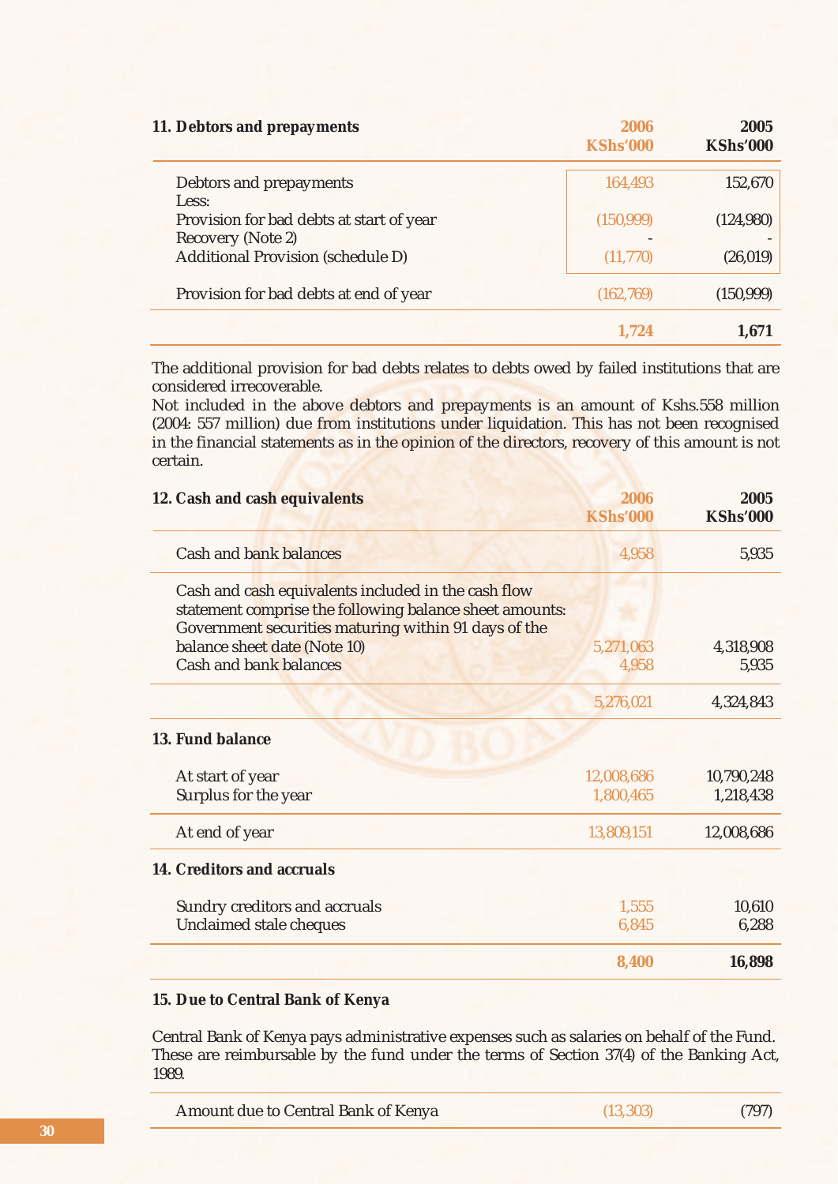| 11. Debtors and prepayments | 2006 KShs'000 | 2005 KShs'000 |
|---|---|---|
| Debtors and prepayments | 164,493 | 152,670 |
| Less: | | |
| Provision for bad debts at start of year | (150,999) | (124,980) |
| Recovery (Note 2) | - | - |
| Additional Provision (schedule D) | (11,770) | (26,019) |
| Provision for bad debts at end of year | (162,769) | (150,999) |
| | **1,724** | **1,671** |

The additional provision for bad debts relates to debts owed by failed institutions that are considered irrecoverable.

Not included in the above debtors and prepayments is an amount of Kshs.558 million (2004: 557 million) due from institutions under liquidation. This has not been recognised in the financial statements as in the opinion of the directors, recovery of this amount is not certain.

| 12. Cash and cash equivalents | 2006 KShs'000 | 2005 KShs'000 |
|---|---|---|
| Cash and bank balances | 4,958 | 5,935 |
| Cash and cash equivalents included in the cash flow statement comprise the following balance sheet amounts: | | |
| Government securities maturing within 91 days of the balance sheet date (Note 10) | 5,271,063 | 4,318,908 |
| Cash and bank balances | 4,958 | 5,935 |
| | 5,276,021 | 4,324,843 |

| 13. Fund balance | 2006 KShs'000 | 2005 KShs'000 |
|---|---|---|
| At start of year | 12,008,686 | 10,790,248 |
| Surplus for the year | 1,800,465 | 1,218,438 |
| At end of year | 13,809,151 | 12,008,686 |

| 14. Creditors and accruals | 2006 KShs'000 | 2005 KShs'000 |
|---|---|---|
| Sundry creditors and accruals | 1,555 | 10,610 |
| Unclaimed stale cheques | 6,845 | 6,288 |
| | **8,400** | **16,898** |

**15. Due to Central Bank of Kenya**

Central Bank of Kenya pays administrative expenses such as salaries on behalf of the Fund. These are reimbursable by the fund under the terms of Section 37(4) of the Banking Act, 1989.

| | 2006 KShs'000 | 2005 KShs'000 |
|---|---|---|
| Amount due to Central Bank of Kenya | (13,303) | (797) |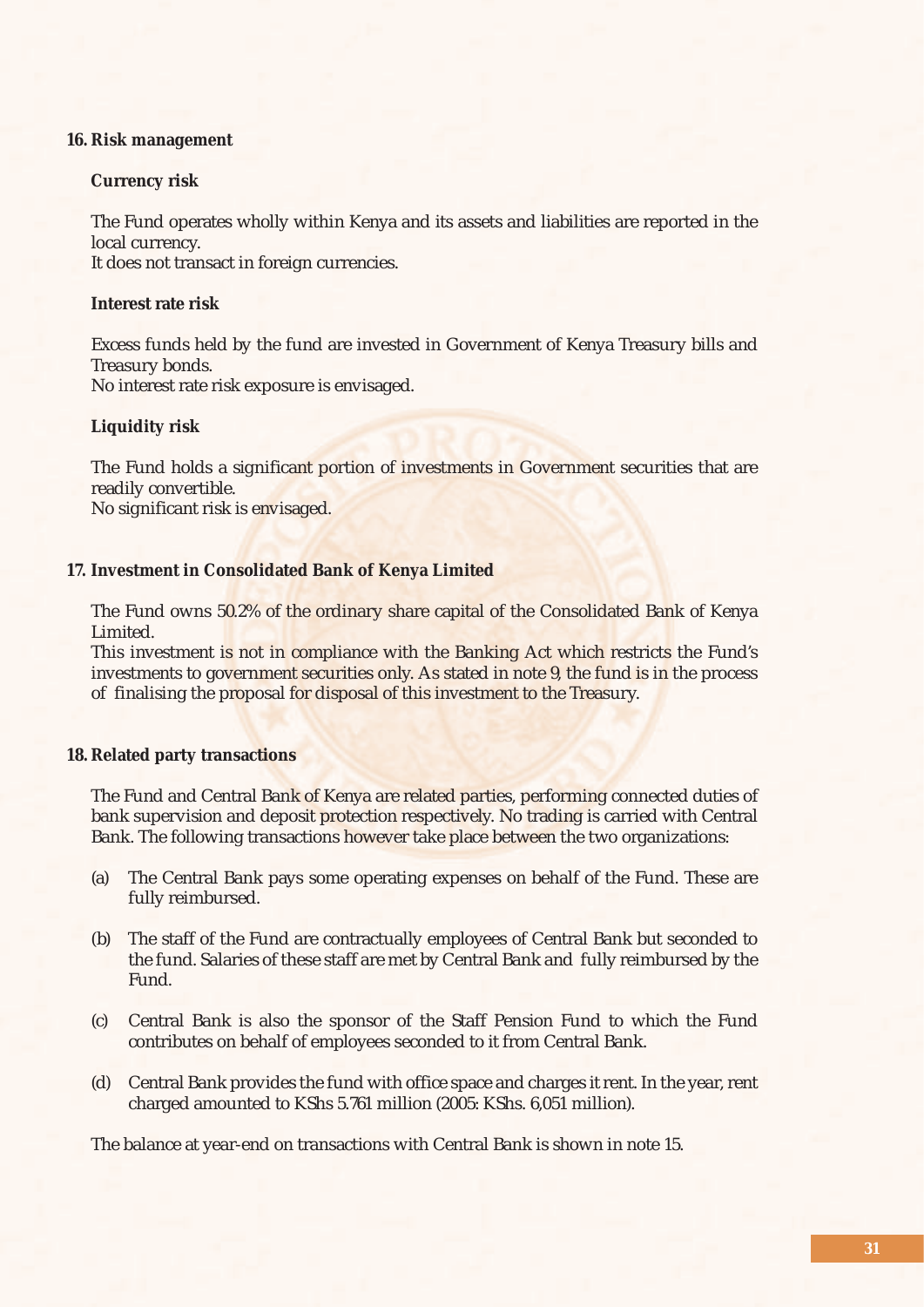## 16. Risk management

**Currency risk**

The Fund operates wholly within Kenya and its assets and liabilities are reported in the local currency.
It does not transact in foreign currencies.

**Interest rate risk**

Excess funds held by the fund are invested in Government of Kenya Treasury bills and Treasury bonds.
No interest rate risk exposure is envisaged.

**Liquidity risk**

The Fund holds a significant portion of investments in Government securities that are readily convertible.
No significant risk is envisaged.

## 17. Investment in Consolidated Bank of Kenya Limited

The Fund owns 50.2% of the ordinary share capital of the Consolidated Bank of Kenya Limited.
This investment is not in compliance with the Banking Act which restricts the Fund's investments to government securities only. As stated in note 9, the fund is in the process of finalising the proposal for disposal of this investment to the Treasury.

## 18. Related party transactions

The Fund and Central Bank of Kenya are related parties, performing connected duties of bank supervision and deposit protection respectively. No trading is carried with Central Bank. The following transactions however take place between the two organizations:

(a) The Central Bank pays some operating expenses on behalf of the Fund. These are fully reimbursed.

(b) The staff of the Fund are contractually employees of Central Bank but seconded to the fund. Salaries of these staff are met by Central Bank and fully reimbursed by the Fund.

(c) Central Bank is also the sponsor of the Staff Pension Fund to which the Fund contributes on behalf of employees seconded to it from Central Bank.

(d) Central Bank provides the fund with office space and charges it rent. In the year, rent charged amounted to KShs 5.761 million (2005: KShs. 6,051 million).

The balance at year-end on transactions with Central Bank is shown in note 15.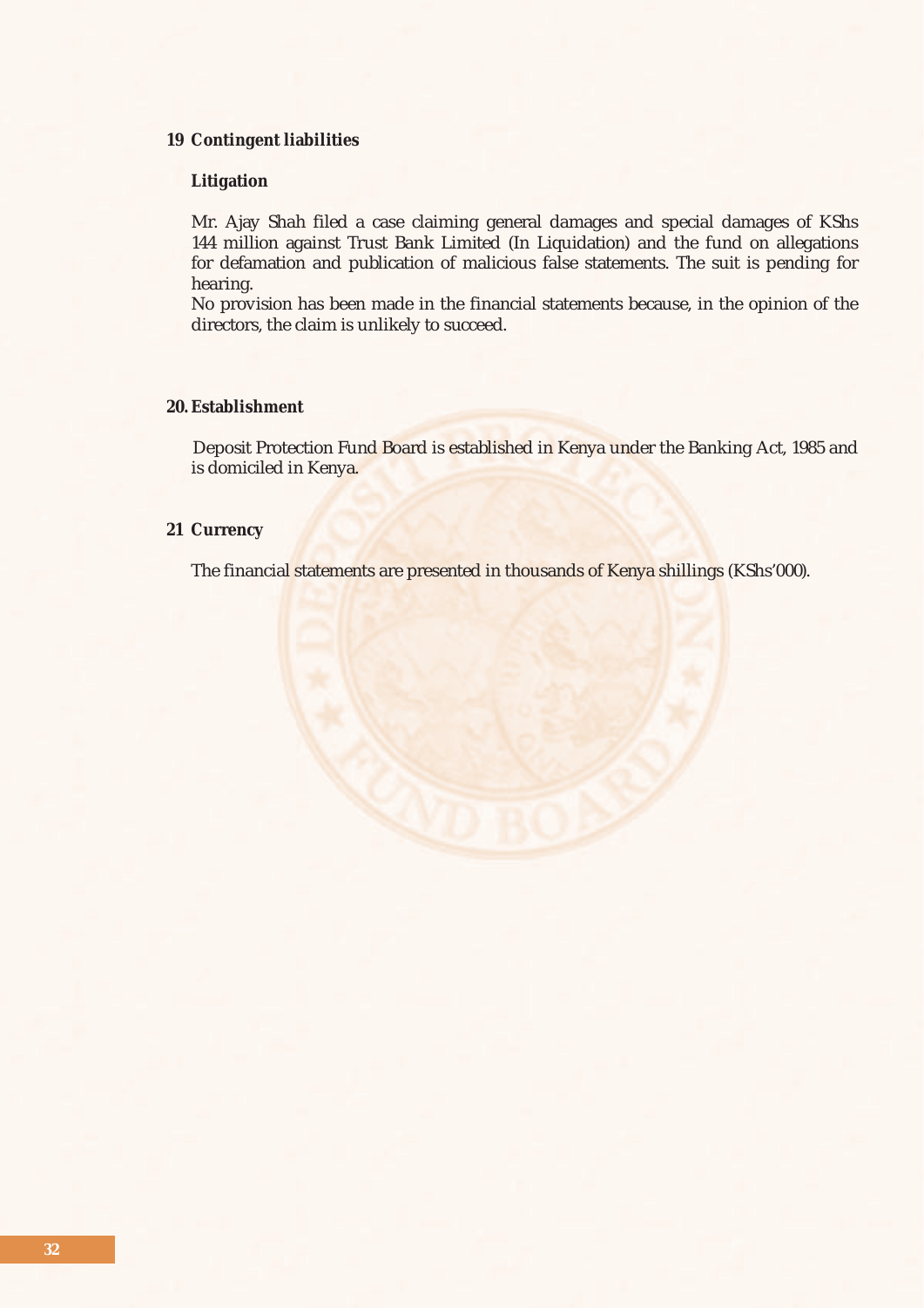## 19 Contingent liabilities

### Litigation

Mr. Ajay Shah filed a case claiming general damages and special damages of KShs 144 million against Trust Bank Limited (In Liquidation) and the fund on allegations for defamation and publication of malicious false statements. The suit is pending for hearing.

No provision has been made in the financial statements because, in the opinion of the directors, the claim is unlikely to succeed.

## 20. Establishment

Deposit Protection Fund Board is established in Kenya under the Banking Act, 1985 and is domiciled in Kenya.

## 21 Currency

The financial statements are presented in thousands of Kenya shillings (KShs'000).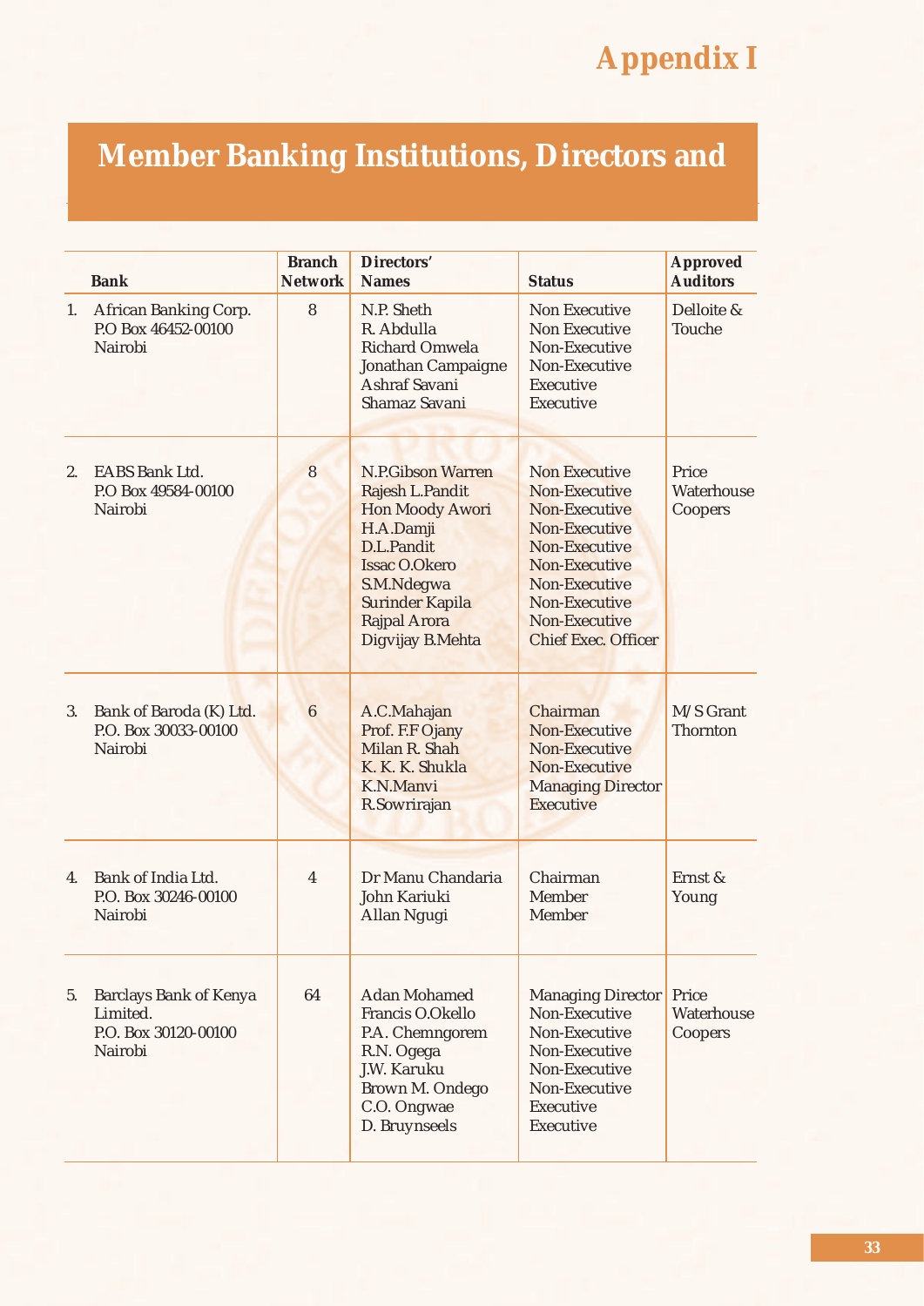# Appendix I

## Member Banking Institutions, Directors and

| | Bank | Branch Network | Directors' Names | Status | Approved Auditors |
|---|---|---|---|---|---|
| 1. | African Banking Corp.<br>P.O Box 46452-00100<br>Nairobi | 8 | N.P. Sheth<br>R. Abdulla<br>Richard Omwela<br>Jonathan Campaigne<br>Ashraf Savani<br>Shamaz Savani | Non Executive<br>Non Executive<br>Non-Executive<br>Non-Executive<br>Executive<br>Executive | Delloite & Touche |
| 2. | EABS Bank Ltd.<br>P.O Box 49584-00100<br>Nairobi | 8 | N.P.Gibson Warren<br>Rajesh L.Pandit<br>Hon Moody Awori<br>H.A.Damji<br>D.L.Pandit<br>Issac O.Okero<br>S.M.Ndegwa<br>Surinder Kapila<br>Rajpal Arora<br>Digvijay B.Mehta | Non Executive<br>Non-Executive<br>Non-Executive<br>Non-Executive<br>Non-Executive<br>Non-Executive<br>Non-Executive<br>Non-Executive<br>Non-Executive<br>Chief Exec. Officer | Price Waterhouse Coopers |
| 3. | Bank of Baroda (K) Ltd.<br>P.O. Box 30033-00100<br>Nairobi | 6 | A.C.Mahajan<br>Prof. F.F Ojany<br>Milan R. Shah<br>K. K. K. Shukla<br>K.N.Manvi<br>R.Sowrirajan | Chairman<br>Non-Executive<br>Non-Executive<br>Non-Executive<br>Managing Director<br>Executive | M/S Grant Thornton |
| 4. | Bank of India Ltd.<br>P.O. Box 30246-00100<br>Nairobi | 4 | Dr Manu Chandaria<br>John Kariuki<br>Allan Ngugi | Chairman<br>Member<br>Member | Ernst & Young |
| 5. | Barclays Bank of Kenya Limited.<br>P.O. Box 30120-00100<br>Nairobi | 64 | Adan Mohamed<br>Francis O.Okello<br>P.A. Chemngorem<br>R.N. Ogega<br>J.W. Karuku<br>Brown M. Ondego<br>C.O. Ongwae<br>D. Bruynseels | Managing Director<br>Non-Executive<br>Non-Executive<br>Non-Executive<br>Non-Executive<br>Non-Executive<br>Executive<br>Executive | Price Waterhouse Coopers |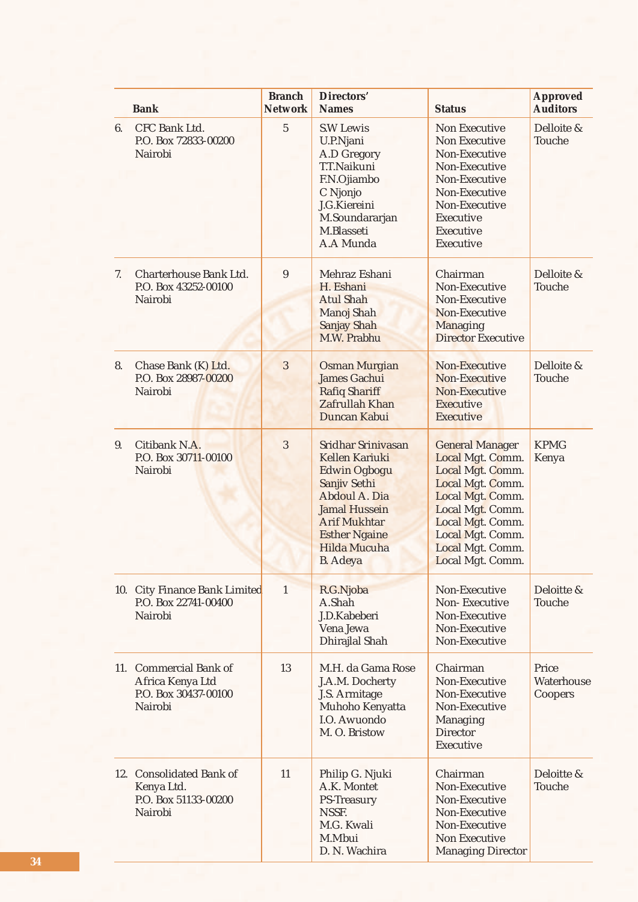| | Bank | Branch Network | Directors' Names | Status | Approved Auditors |
|---|---|---|---|---|---|
| 6. | CFC Bank Ltd.<br>P.O. Box 72833-00200<br>Nairobi | 5 | S.W Lewis<br>U.P.Njani<br>A.D Gregory<br>T.T.Naikuni<br>F.N.Ojiambo<br>C Njonjo<br>J.G.Kiereini<br>M.Soundararjan<br>M.Blasseti<br>A.A Munda | Non Executive<br>Non Executive<br>Non-Executive<br>Non-Executive<br>Non-Executive<br>Non-Executive<br>Non-Executive<br>Executive<br>Executive<br>Executive | Delloite & Touche |
| 7. | Charterhouse Bank Ltd.<br>P.O. Box 43252-00100<br>Nairobi | 9 | Mehraz Eshani<br>H. Eshani<br>Atul Shah<br>Manoj Shah<br>Sanjay Shah<br>M.W. Prabhu | Chairman<br>Non-Executive<br>Non-Executive<br>Non-Executive<br>Managing<br>Director Executive | Delloite & Touche |
| 8. | Chase Bank (K) Ltd.<br>P.O. Box 28987-00200<br>Nairobi | 3 | Osman Murgian<br>James Gachui<br>Rafiq Shariff<br>Zafrullah Khan<br>Duncan Kabui | Non-Executive<br>Non-Executive<br>Non-Executive<br>Executive<br>Executive | Delloite & Touche |
| 9. | Citibank N.A.<br>P.O. Box 30711-00100<br>Nairobi | 3 | Sridhar Srinivasan<br>Kellen Kariuki<br>Edwin Ogbogu<br>Sanjiv Sethi<br>Abdoul A. Dia<br>Jamal Hussein<br>Arif Mukhtar<br>Esther Ngaine<br>Hilda Mucuha<br>B. Adeya | General Manager<br>Local Mgt. Comm.<br>Local Mgt. Comm.<br>Local Mgt. Comm.<br>Local Mgt. Comm.<br>Local Mgt. Comm.<br>Local Mgt. Comm.<br>Local Mgt. Comm.<br>Local Mgt. Comm.<br>Local Mgt. Comm. | KPMG Kenya |
| 10. | City Finance Bank Limited<br>P.O. Box 22741-00400<br>Nairobi | 1 | R.G.Njoba<br>A.Shah<br>J.D.Kabeberi<br>Vena Jewa<br>Dhirajlal Shah | Non-Executive<br>Non- Executive<br>Non-Executive<br>Non-Executive<br>Non-Executive | Deloitte & Touche |
| 11. | Commercial Bank of Africa Kenya Ltd<br>P.O. Box 30437-00100<br>Nairobi | 13 | M.H. da Gama Rose<br>J.A.M. Docherty<br>J.S. Armitage<br>Muhoho Kenyatta<br>I.O. Awuondo<br>M. O. Bristow | Chairman<br>Non-Executive<br>Non-Executive<br>Non-Executive<br>Managing<br>Director<br>Executive | Price Waterhouse Coopers |
| 12. | Consolidated Bank of Kenya Ltd.<br>P.O. Box 51133-00200<br>Nairobi | 11 | Philip G. Njuki<br>A.K. Montet<br>PS-Treasury<br>NSSF.<br>M.G. Kwali<br>M.Mbui<br>D. N. Wachira | Chairman<br>Non-Executive<br>Non-Executive<br>Non-Executive<br>Non-Executive<br>Non Executive<br>Managing Director | Deloitte & Touche |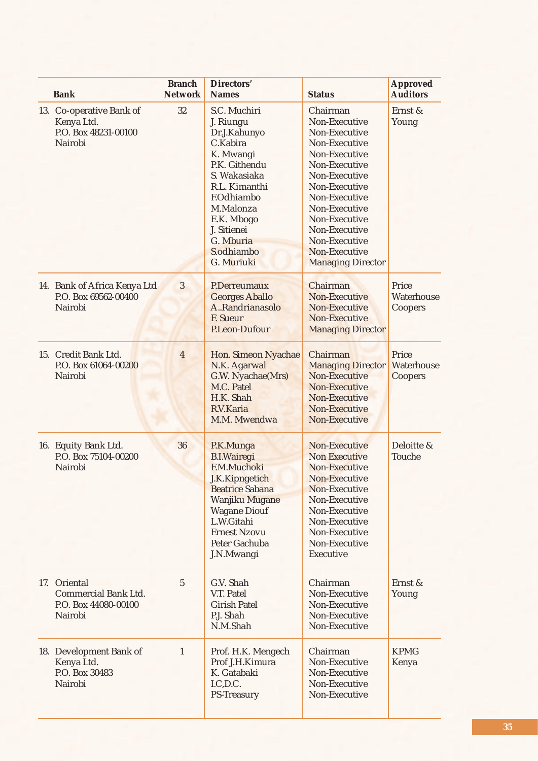| Bank | Branch Network | Directors' Names | Status | Approved Auditors |
|---|---|---|---|---|
| 13. Co-operative Bank of Kenya Ltd.<br>P.O. Box 48231-00100<br>Nairobi | 32 | S.C. Muchiri<br>J. Riungu<br>Dr.J.Kahunyo<br>C.Kabira<br>K. Mwangi<br>P.K. Githendu<br>S. Wakasiaka<br>R.L. Kimanthi<br>F.Odhiambo<br>M.Malonza<br>E.K. Mbogo<br>J. Sitienei<br>G. Mburia<br>S.odhiambo<br>G. Muriuki | Chairman<br>Non-Executive<br>Non-Executive<br>Non-Executive<br>Non-Executive<br>Non-Executive<br>Non-Executive<br>Non-Executive<br>Non-Executive<br>Non-Executive<br>Non-Executive<br>Non-Executive<br>Non-Executive<br>Non-Executive<br>Managing Director | Ernst & Young |
| 14. Bank of Africa Kenya Ltd<br>P.O. Box 69562-00400<br>Nairobi | 3 | P.Derreumaux<br>Georges Aballo<br>A..Randrianasolo<br>F. Sueur<br>P.Leon-Dufour | Chairman<br>Non-Executive<br>Non-Executive<br>Non-Executive<br>Managing Director | Price Waterhouse Coopers |
| 15. Credit Bank Ltd.<br>P.O. Box 61064-00200<br>Nairobi | 4 | Hon. Simeon Nyachae<br>N.K. Agarwal<br>G.W. Nyachae(Mrs)<br>M.C. Patel<br>H.K. Shah<br>R.V.Karia<br>M.M. Mwendwa | Chairman<br>Managing Director<br>Non-Executive<br>Non-Executive<br>Non-Executive<br>Non-Executive<br>Non-Executive | Price Waterhouse Coopers |
| 16. Equity Bank Ltd.<br>P.O. Box 75104-00200<br>Nairobi | 36 | P.K.Munga<br>B.I.Wairegi<br>F.M.Muchoki<br>J.K.Kipngetich<br>Beatrice Sabana<br>Wanjiku Mugane<br>Wagane Diouf<br>L.W.Gitahi<br>Ernest Nzovu<br>Peter Gachuba<br>J.N.Mwangi | Non-Executive<br>Non Executive<br>Non-Executive<br>Non-Executive<br>Non-Executive<br>Non-Executive<br>Non-Executive<br>Non-Executive<br>Non-Executive<br>Non-Executive<br>Executive | Deloitte & Touche |
| 17. Oriental Commercial Bank Ltd.<br>P.O. Box 44080-00100<br>Nairobi | 5 | G.V. Shah<br>V.T. Patel<br>Girish Patel<br>P.J. Shah<br>N.M.Shah | Chairman<br>Non-Executive<br>Non-Executive<br>Non-Executive<br>Non-Executive | Ernst & Young |
| 18. Development Bank of Kenya Ltd.<br>P.O. Box 30483<br>Nairobi | 1 | Prof. H.K. Mengech<br>Prof J.H.Kimura<br>K. Gatabaki<br>I.C,D.C.<br>PS-Treasury | Chairman<br>Non-Executive<br>Non-Executive<br>Non-Executive<br>Non-Executive | KPMG Kenya |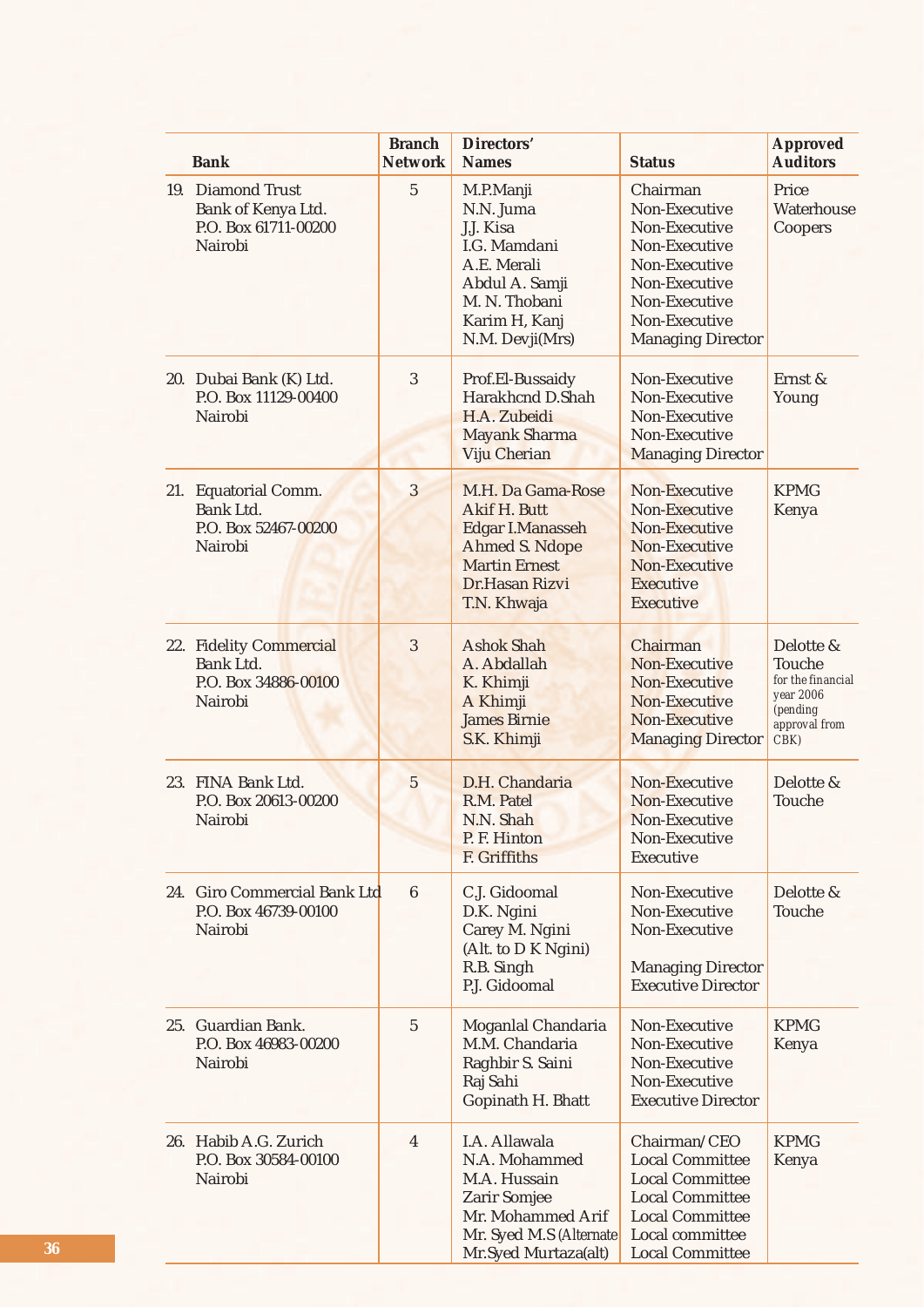| Bank | Branch Network | Directors' Names | Status | Approved Auditors |
|---|---|---|---|---|
| 19. Diamond Trust Bank of Kenya Ltd. P.O. Box 61711-00200 Nairobi | 5 | M.P.Manji<br>N.N. Juma<br>J.J. Kisa<br>I.G. Mamdani<br>A.E. Merali<br>Abdul A. Samji<br>M. N. Thobani<br>Karim H, Kanj<br>N.M. Devji(Mrs) | Chairman<br>Non-Executive<br>Non-Executive<br>Non-Executive<br>Non-Executive<br>Non-Executive<br>Non-Executive<br>Non-Executive<br>Managing Director | Price Waterhouse Coopers |
| 20. Dubai Bank (K) Ltd. P.O. Box 11129-00400 Nairobi | 3 | Prof.El-Bussaidy<br>Harakhcnd D.Shah<br>H.A. Zubeidi<br>Mayank Sharma<br>Viju Cherian | Non-Executive<br>Non-Executive<br>Non-Executive<br>Non-Executive<br>Managing Director | Ernst & Young |
| 21. Equatorial Comm. Bank Ltd. P.O. Box 52467-00200 Nairobi | 3 | M.H. Da Gama-Rose<br>Akif H. Butt<br>Edgar I.Manasseh<br>Ahmed S. Ndope<br>Martin Ernest<br>Dr.Hasan Rizvi<br>T.N. Khwaja | Non-Executive<br>Non-Executive<br>Non-Executive<br>Non-Executive<br>Non-Executive<br>Executive<br>Executive | KPMG Kenya |
| 22. Fidelity Commercial Bank Ltd. P.O. Box 34886-00100 Nairobi | 3 | Ashok Shah<br>A. Abdallah<br>K. Khimji<br>A Khimji<br>James Birnie<br>S.K. Khimji | Chairman<br>Non-Executive<br>Non-Executive<br>Non-Executive<br>Non-Executive<br>Managing Director | Delotte & Touche for the financial year 2006 (pending approval from CBK) |
| 23. FINA Bank Ltd. P.O. Box 20613-00200 Nairobi | 5 | D.H. Chandaria<br>R.M. Patel<br>N.N. Shah<br>P. F. Hinton<br>F. Griffiths | Non-Executive<br>Non-Executive<br>Non-Executive<br>Non-Executive<br>Executive | Delotte & Touche |
| 24. Giro Commercial Bank Ltd P.O. Box 46739-00100 Nairobi | 6 | C.J. Gidoomal<br>D.K. Ngini<br>Carey M. Ngini (Alt. to D K Ngini)<br>R.B. Singh<br>P.J. Gidoomal | Non-Executive<br>Non-Executive<br>Non-Executive<br><br>Managing Director<br>Executive Director | Delotte & Touche |
| 25. Guardian Bank. P.O. Box 46983-00200 Nairobi | 5 | Moganlal Chandaria<br>M.M. Chandaria<br>Raghbir S. Saini<br>Raj Sahi<br>Gopinath H. Bhatt | Non-Executive<br>Non-Executive<br>Non-Executive<br>Non-Executive<br>Executive Director | KPMG Kenya |
| 26. Habib A.G. Zurich P.O. Box 30584-00100 Nairobi | 4 | I.A. Allawala<br>N.A. Mohammed<br>M.A. Hussain<br>Zarir Somjee<br>Mr. Mohammed Arif<br>Mr. Syed M.S (Alternate<br>Mr.Syed Murtaza(alt) | Chairman/CEO<br>Local Committee<br>Local Committee<br>Local Committee<br>Local Committee<br>Local committee<br>Local Committee | KPMG Kenya |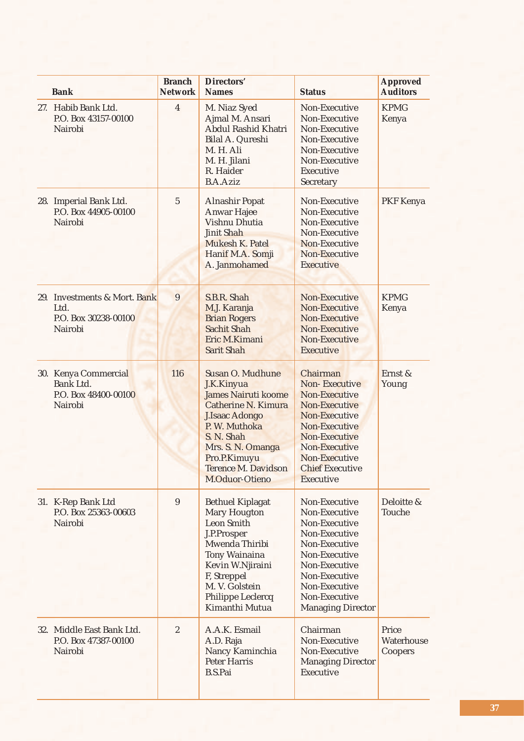| Bank | Branch Network | Directors' Names | Status | Approved Auditors |
|---|---|---|---|---|
| 27. Habib Bank Ltd.<br>P.O. Box 43157-00100<br>Nairobi | 4 | M. Niaz Syed<br>Ajmal M. Ansari<br>Abdul Rashid Khatri<br>Bilal A. Qureshi<br>M. H. Ali<br>M. H. Jilani<br>R. Haider<br>B.A.Aziz | Non-Executive<br>Non-Executive<br>Non-Executive<br>Non-Executive<br>Non-Executive<br>Non-Executive<br>Executive<br>Secretary | KPMG Kenya |
| 28. Imperial Bank Ltd.<br>P.O. Box 44905-00100<br>Nairobi | 5 | Alnashir Popat<br>Anwar Hajee<br>Vishnu Dhutia<br>Jinit Shah<br>Mukesh K. Patel<br>Hanif M.A. Somji<br>A. Janmohamed | Non-Executive<br>Non-Executive<br>Non-Executive<br>Non-Executive<br>Non-Executive<br>Non-Executive<br>Executive | PKF Kenya |
| 29. Investments & Mort. Bank Ltd.<br>P.O. Box 30238-00100<br>Nairobi | 9 | S.B.R. Shah<br>M.J. Karanja<br>Brian Rogers<br>Sachit Shah<br>Eric M.Kimani<br>Sarit Shah | Non-Executive<br>Non-Executive<br>Non-Executive<br>Non-Executive<br>Non-Executive<br>Executive | KPMG Kenya |
| 30. Kenya Commercial Bank Ltd.<br>P.O. Box 48400-00100<br>Nairobi | 116 | Susan O. Mudhune<br>J.K.Kinyua<br>James Nairuti koome<br>Catherine N. Kimura<br>J.Isaac Adongo<br>P. W. Muthoka<br>S. N. Shah<br>Mrs. S. N. Omanga<br>Pro.P.Kimuyu<br>Terence M. Davidson<br>M.Oduor-Otieno | Chairman<br>Non- Executive<br>Non-Executive<br>Non-Executive<br>Non-Executive<br>Non-Executive<br>Non-Executive<br>Non-Executive<br>Non-Executive<br>Chief Executive<br>Executive | Ernst & Young |
| 31. K-Rep Bank Ltd<br>P.O. Box 25363-00603<br>Nairobi | 9 | Bethuel Kiplagat<br>Mary Hougton<br>Leon Smith<br>J.P.Prosper<br>Mwenda Thiribi<br>Tony Wainaina<br>Kevin W.Njiraini<br>F, Streppel<br>M. V. Golstein<br>Philippe Leclercq<br>Kimanthi Mutua | Non-Executive<br>Non-Executive<br>Non-Executive<br>Non-Executive<br>Non-Executive<br>Non-Executive<br>Non-Executive<br>Non-Executive<br>Non-Executive<br>Non-Executive<br>Managing Director | Deloitte & Touche |
| 32. Middle East Bank Ltd.<br>P.O. Box 47387-00100<br>Nairobi | 2 | A.A.K. Esmail<br>A.D. Raja<br>Nancy Kaminchia<br>Peter Harris<br>B.S.Pai | Chairman<br>Non-Executive<br>Non-Executive<br>Managing Director<br>Executive | Price Waterhouse Coopers |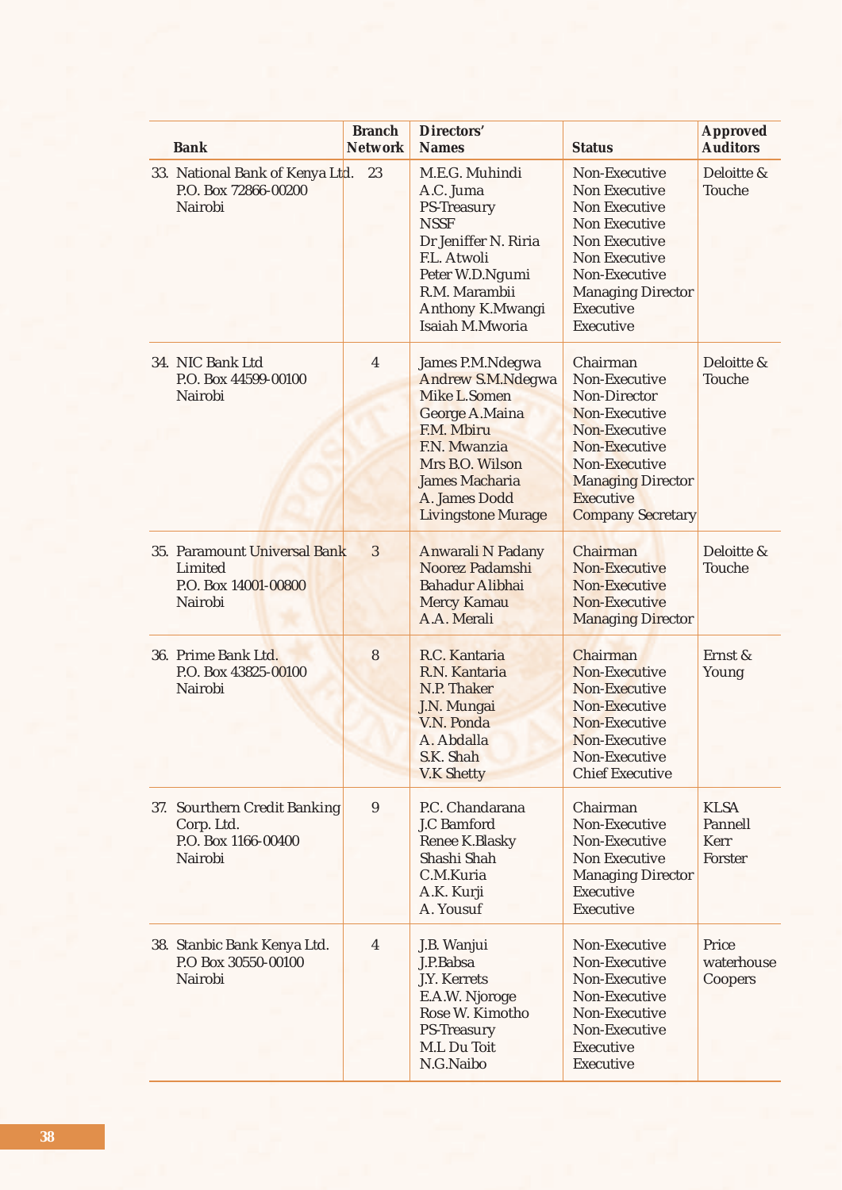| Bank | Branch Network | Directors' Names | Status | Approved Auditors |
|---|---|---|---|---|
| 33. National Bank of Kenya Ltd.<br>P.O. Box 72866-00200<br>Nairobi | 23 | M.E.G. Muhindi<br>A.C. Juma<br>PS-Treasury<br>NSSF<br>Dr Jeniffer N. Riria<br>F.L. Atwoli<br>Peter W.D.Ngumi<br>R.M. Marambii<br>Anthony K.Mwangi<br>Isaiah M.Mworia | Non-Executive<br>Non Executive<br>Non Executive<br>Non Executive<br>Non Executive<br>Non Executive<br>Non-Executive<br>Managing Director<br>Executive<br>Executive | Deloitte & Touche |
| 34. NIC Bank Ltd<br>P.O. Box 44599-00100<br>Nairobi | 4 | James P.M.Ndegwa<br>Andrew S.M.Ndegwa<br>Mike L.Somen<br>George A.Maina<br>F.M. Mbiru<br>F.N. Mwanzia<br>Mrs B.O. Wilson<br>James Macharia<br>A. James Dodd<br>Livingstone Murage | Chairman<br>Non-Executive<br>Non-Director<br>Non-Executive<br>Non-Executive<br>Non-Executive<br>Non-Executive<br>Managing Director<br>Executive<br>Company Secretary | Deloitte & Touche |
| 35. Paramount Universal Bank Limited<br>P.O. Box 14001-00800<br>Nairobi | 3 | Anwarali N Padany<br>Noorez Padamshi<br>Bahadur Alibhai<br>Mercy Kamau<br>A.A. Merali | Chairman<br>Non-Executive<br>Non-Executive<br>Non-Executive<br>Managing Director | Deloitte & Touche |
| 36. Prime Bank Ltd.<br>P.O. Box 43825-00100<br>Nairobi | 8 | R.C. Kantaria<br>R.N. Kantaria<br>N.P. Thaker<br>J.N. Mungai<br>V.N. Ponda<br>A. Abdalla<br>S.K. Shah<br>V.K Shetty | Chairman<br>Non-Executive<br>Non-Executive<br>Non-Executive<br>Non-Executive<br>Non-Executive<br>Non-Executive<br>Chief Executive | Ernst & Young |
| 37. Sourthern Credit Banking Corp. Ltd.<br>P.O. Box 1166-00400<br>Nairobi | 9 | P.C. Chandarana<br>J.C Bamford<br>Renee K.Blasky<br>Shashi Shah<br>C.M.Kuria<br>A.K. Kurji<br>A. Yousuf | Chairman<br>Non-Executive<br>Non-Executive<br>Non Executive<br>Managing Director<br>Executive<br>Executive | KLSA Pannell Kerr Forster |
| 38. Stanbic Bank Kenya Ltd.<br>P.O Box 30550-00100<br>Nairobi | 4 | J.B. Wanjui<br>J.P.Babsa<br>J.Y. Kerrets<br>E.A.W. Njoroge<br>Rose W. Kimotho<br>PS-Treasury<br>M.L Du Toit<br>N.G.Naibo | Non-Executive<br>Non-Executive<br>Non-Executive<br>Non-Executive<br>Non-Executive<br>Non-Executive<br>Executive<br>Executive | Price waterhouse Coopers |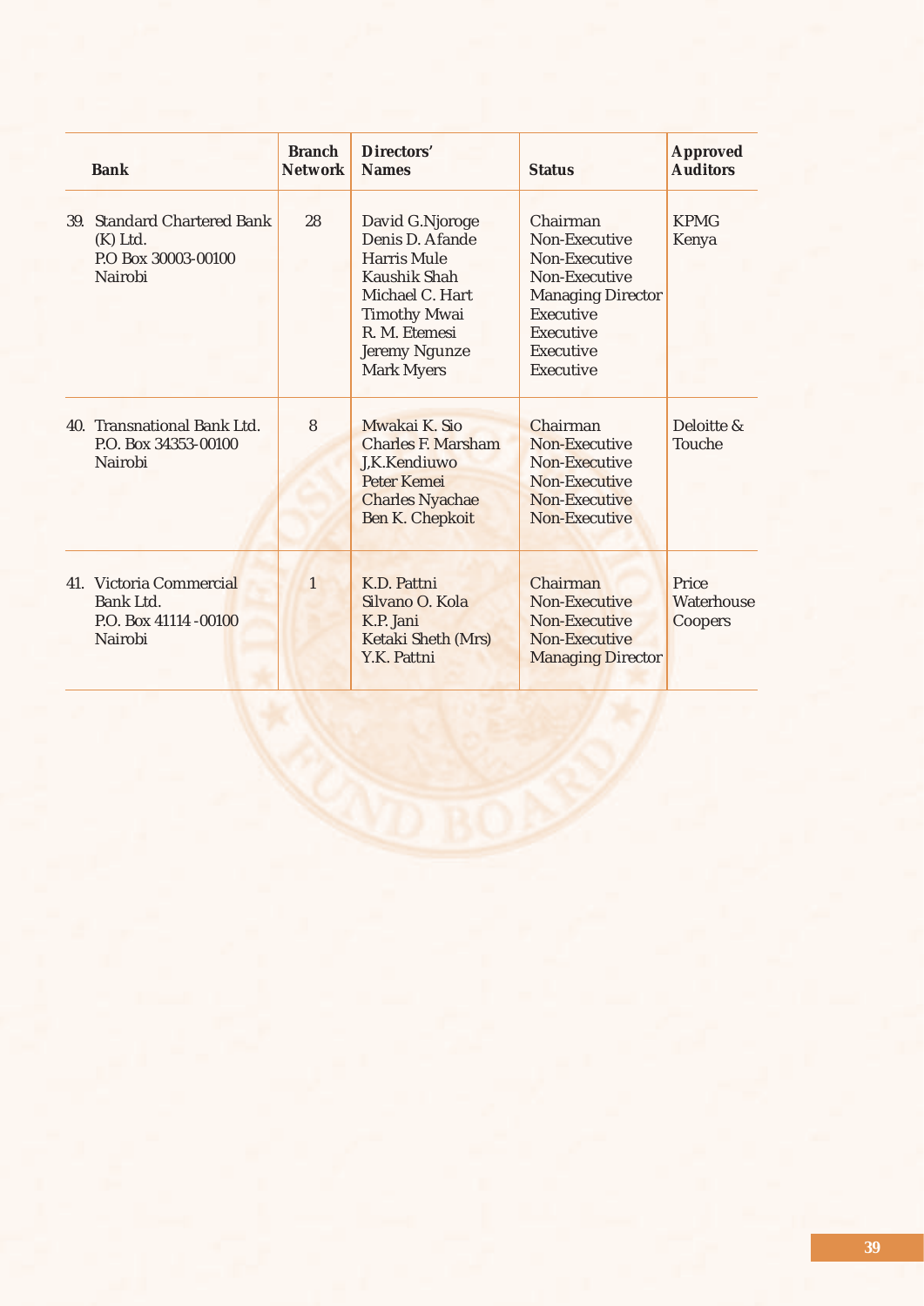| Bank | Branch Network | Directors' Names | Status | Approved Auditors |
|---|---|---|---|---|
| 39. Standard Chartered Bank (K) Ltd.<br>P.O Box 30003-00100<br>Nairobi | 28 | David G.Njoroge<br>Denis D. Afande<br>Harris Mule<br>Kaushik Shah<br>Michael C. Hart<br>Timothy Mwai<br>R. M. Etemesi<br>Jeremy Ngunze<br>Mark Myers | Chairman<br>Non-Executive<br>Non-Executive<br>Non-Executive<br>Managing Director<br>Executive<br>Executive<br>Executive<br>Executive | KPMG Kenya |
| 40. Transnational Bank Ltd.<br>P.O. Box 34353-00100<br>Nairobi | 8 | Mwakai K. Sio<br>Charles F. Marsham<br>J,K.Kendiuwo<br>Peter Kemei<br>Charles Nyachae<br>Ben K. Chepkoit | Chairman<br>Non-Executive<br>Non-Executive<br>Non-Executive<br>Non-Executive<br>Non-Executive | Deloitte & Touche |
| 41. Victoria Commercial Bank Ltd.<br>P.O. Box 41114 -00100<br>Nairobi | 1 | K.D. Pattni<br>Silvano O. Kola<br>K.P. Jani<br>Ketaki Sheth (Mrs)<br>Y.K. Pattni | Chairman<br>Non-Executive<br>Non-Executive<br>Non-Executive<br>Managing Director | Price Waterhouse Coopers |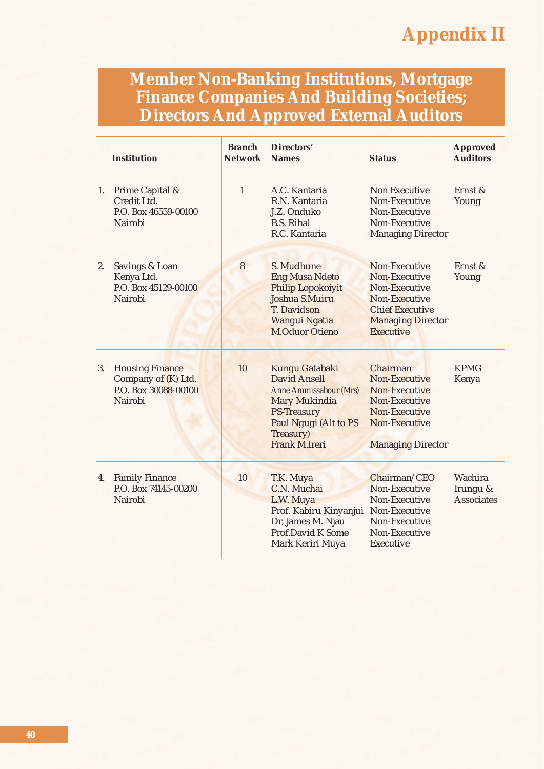# Appendix II

## Member Non-Banking Institutions, Mortgage Finance Companies And Building Societies; Directors And Approved External Auditors

| Institution | Branch Network | Directors' Names | Status | Approved Auditors |
|---|---|---|---|---|
| 1. Prime Capital & Credit Ltd. P.O. Box 46559-00100 Nairobi | 1 | A.C. Kantaria<br>R.N. Kantaria<br>J.Z. Onduko<br>B.S. Rihal<br>R.C. Kantaria | Non Executive<br>Non-Executive<br>Non-Executive<br>Non-Executive<br>Managing Director | Ernst & Young |
| 2. Savings & Loan Kenya Ltd. P.O. Box 45129-00100 Nairobi | 8 | S. Mudhune<br>Eng Musa Ndeto<br>Philip Lopokoiyit<br>Joshua S.Muiru<br>T. Davidson<br>Wangui Ngatia<br>M.Oduor Otieno | Non-Executive<br>Non-Executive<br>Non-Executive<br>Non-Executive<br>Chief Executive<br>Managing Director<br>Executive | Ernst & Young |
| 3. Housing Finance Company of (K) Ltd. P.O. Box 30088-00100 Nairobi | 10 | Kungu Gatabaki<br>David Ansell<br>Anne Ammissabour (Mrs)<br>Mary Mukindia<br>PS-Treasury<br>Paul Ngugi (Alt to PS Treasury)<br>Frank M.Ireri | Chairman<br>Non-Executive<br>Non-Executive<br>Non-Executive<br>Non-Executive<br>Non-Executive<br><br>Managing Director | KPMG Kenya |
| 4. Family Finance P.O. Box 74145-00200 Nairobi | 10 | T.K. Muya<br>C.N. Muchai<br>L.W. Muya<br>Prof. Kabiru Kinyanjui<br>Dr, James M. Njau<br>Prof.David K Some<br>Mark Keriri Muya | Chairman/CEO<br>Non-Executive<br>Non-Executive<br>Non-Executive<br>Non-Executive<br>Non-Executive<br>Executive | Wachira Irungu & Associates |